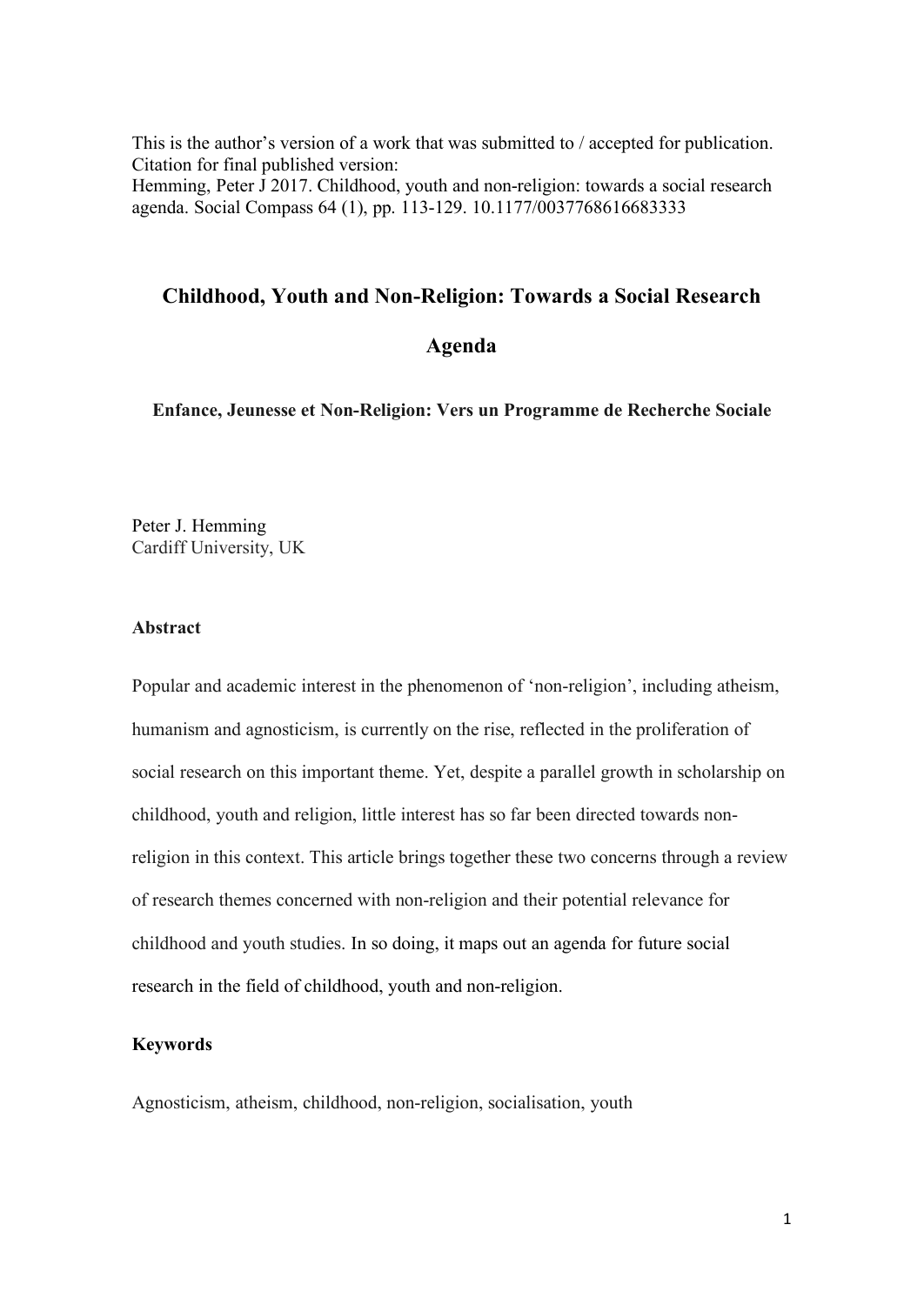This is the author's version of a work that was submitted to / accepted for publication.
Citation for final published version:
Hemming, Peter J 2017. Childhood, youth and non-religion: towards a social research agenda. Social Compass 64 (1), pp. 113-129. 10.1177/0037768616683333

# Childhood, Youth and Non-Religion: Towards a Social Research Agenda

### Enfance, Jeunesse et Non-Religion: Vers un Programme de Recherche Sociale

Peter J. Hemming
Cardiff University, UK

## Abstract

Popular and academic interest in the phenomenon of 'non-religion', including atheism, humanism and agnosticism, is currently on the rise, reflected in the proliferation of social research on this important theme. Yet, despite a parallel growth in scholarship on childhood, youth and religion, little interest has so far been directed towards non-religion in this context. This article brings together these two concerns through a review of research themes concerned with non-religion and their potential relevance for childhood and youth studies. In so doing, it maps out an agenda for future social research in the field of childhood, youth and non-religion.

## Keywords

Agnosticism, atheism, childhood, non-religion, socialisation, youth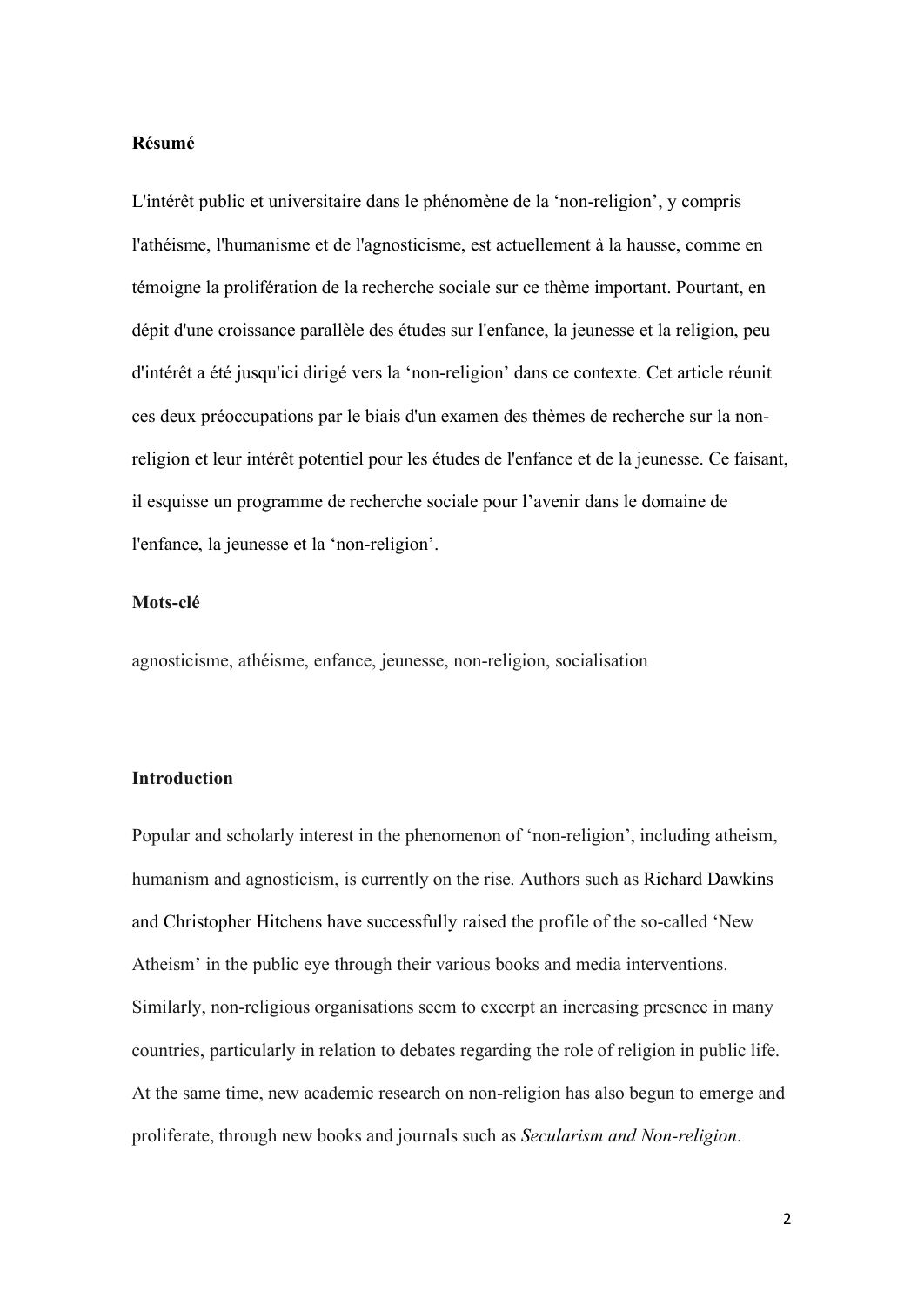**Résumé**

L'intérêt public et universitaire dans le phénomène de la 'non-religion', y compris l'athéisme, l'humanisme et de l'agnosticisme, est actuellement à la hausse, comme en témoigne la prolifération de la recherche sociale sur ce thème important. Pourtant, en dépit d'une croissance parallèle des études sur l'enfance, la jeunesse et la religion, peu d'intérêt a été jusqu'ici dirigé vers la 'non-religion' dans ce contexte. Cet article réunit ces deux préoccupations par le biais d'un examen des thèmes de recherche sur la non-religion et leur intérêt potentiel pour les études de l'enfance et de la jeunesse. Ce faisant, il esquisse un programme de recherche sociale pour l'avenir dans le domaine de l'enfance, la jeunesse et la 'non-religion'.

**Mots-clé**

agnosticisme, athéisme, enfance, jeunesse, non-religion, socialisation

**Introduction**

Popular and scholarly interest in the phenomenon of 'non-religion', including atheism, humanism and agnosticism, is currently on the rise. Authors such as Richard Dawkins and Christopher Hitchens have successfully raised the profile of the so-called 'New Atheism' in the public eye through their various books and media interventions. Similarly, non-religious organisations seem to excerpt an increasing presence in many countries, particularly in relation to debates regarding the role of religion in public life. At the same time, new academic research on non-religion has also begun to emerge and proliferate, through new books and journals such as *Secularism and Non-religion*.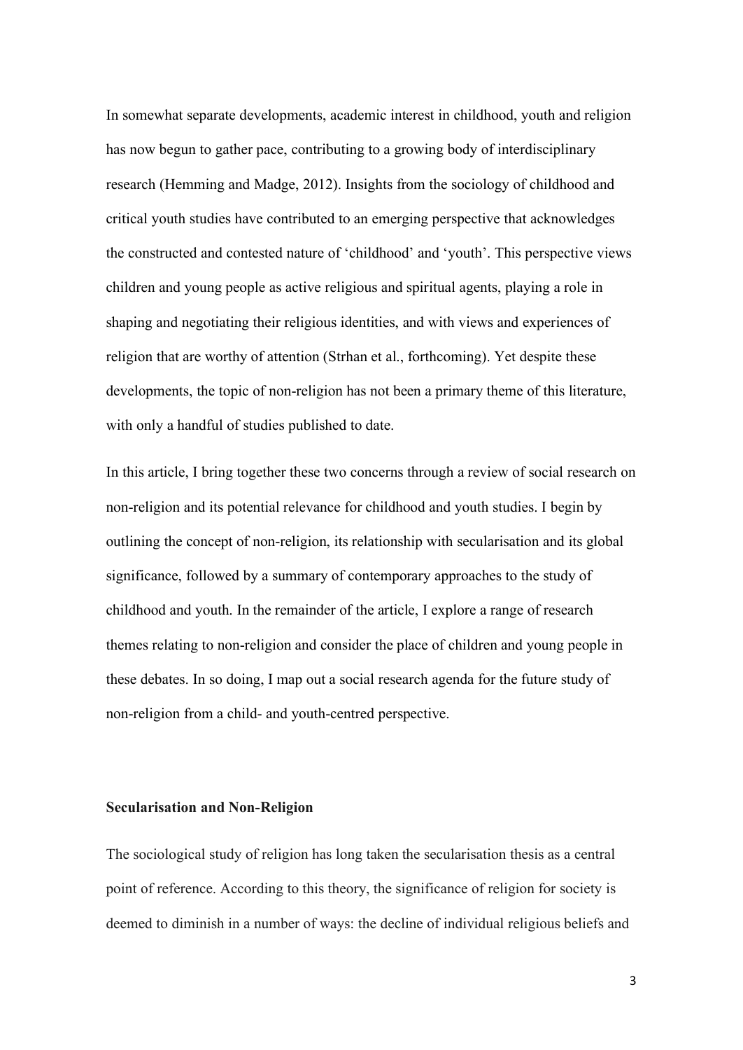In somewhat separate developments, academic interest in childhood, youth and religion has now begun to gather pace, contributing to a growing body of interdisciplinary research (Hemming and Madge, 2012). Insights from the sociology of childhood and critical youth studies have contributed to an emerging perspective that acknowledges the constructed and contested nature of 'childhood' and 'youth'. This perspective views children and young people as active religious and spiritual agents, playing a role in shaping and negotiating their religious identities, and with views and experiences of religion that are worthy of attention (Strhan et al., forthcoming). Yet despite these developments, the topic of non-religion has not been a primary theme of this literature, with only a handful of studies published to date.

In this article, I bring together these two concerns through a review of social research on non-religion and its potential relevance for childhood and youth studies. I begin by outlining the concept of non-religion, its relationship with secularisation and its global significance, followed by a summary of contemporary approaches to the study of childhood and youth. In the remainder of the article, I explore a range of research themes relating to non-religion and consider the place of children and young people in these debates. In so doing, I map out a social research agenda for the future study of non-religion from a child- and youth-centred perspective.

## Secularisation and Non-Religion

The sociological study of religion has long taken the secularisation thesis as a central point of reference. According to this theory, the significance of religion for society is deemed to diminish in a number of ways: the decline of individual religious beliefs and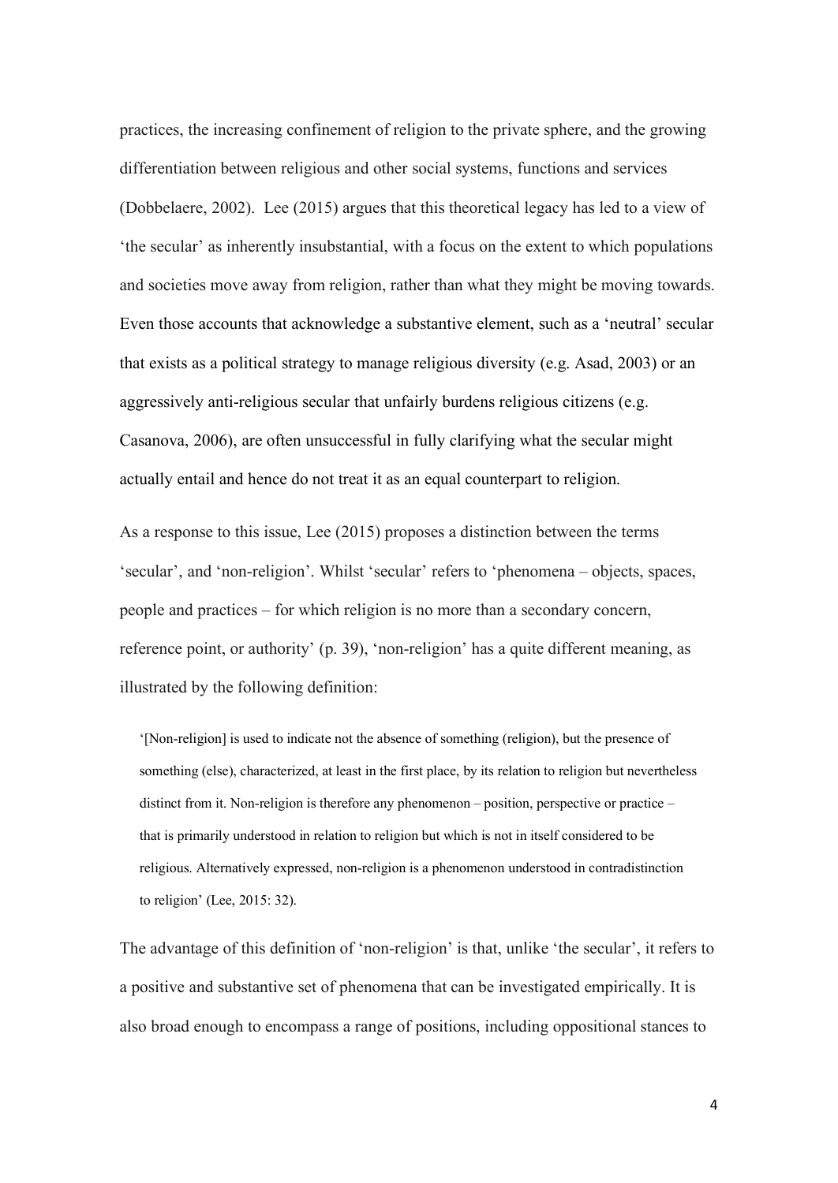practices, the increasing confinement of religion to the private sphere, and the growing differentiation between religious and other social systems, functions and services (Dobbelaere, 2002). Lee (2015) argues that this theoretical legacy has led to a view of 'the secular' as inherently insubstantial, with a focus on the extent to which populations and societies move away from religion, rather than what they might be moving towards. Even those accounts that acknowledge a substantive element, such as a 'neutral' secular that exists as a political strategy to manage religious diversity (e.g. Asad, 2003) or an aggressively anti-religious secular that unfairly burdens religious citizens (e.g. Casanova, 2006), are often unsuccessful in fully clarifying what the secular might actually entail and hence do not treat it as an equal counterpart to religion.

As a response to this issue, Lee (2015) proposes a distinction between the terms 'secular', and 'non-religion'. Whilst 'secular' refers to 'phenomena – objects, spaces, people and practices – for which religion is no more than a secondary concern, reference point, or authority' (p. 39), 'non-religion' has a quite different meaning, as illustrated by the following definition:

> '[Non-religion] is used to indicate not the absence of something (religion), but the presence of something (else), characterized, at least in the first place, by its relation to religion but nevertheless distinct from it. Non-religion is therefore any phenomenon – position, perspective or practice – that is primarily understood in relation to religion but which is not in itself considered to be religious. Alternatively expressed, non-religion is a phenomenon understood in contradistinction to religion' (Lee, 2015: 32).

The advantage of this definition of 'non-religion' is that, unlike 'the secular', it refers to a positive and substantive set of phenomena that can be investigated empirically. It is also broad enough to encompass a range of positions, including oppositional stances to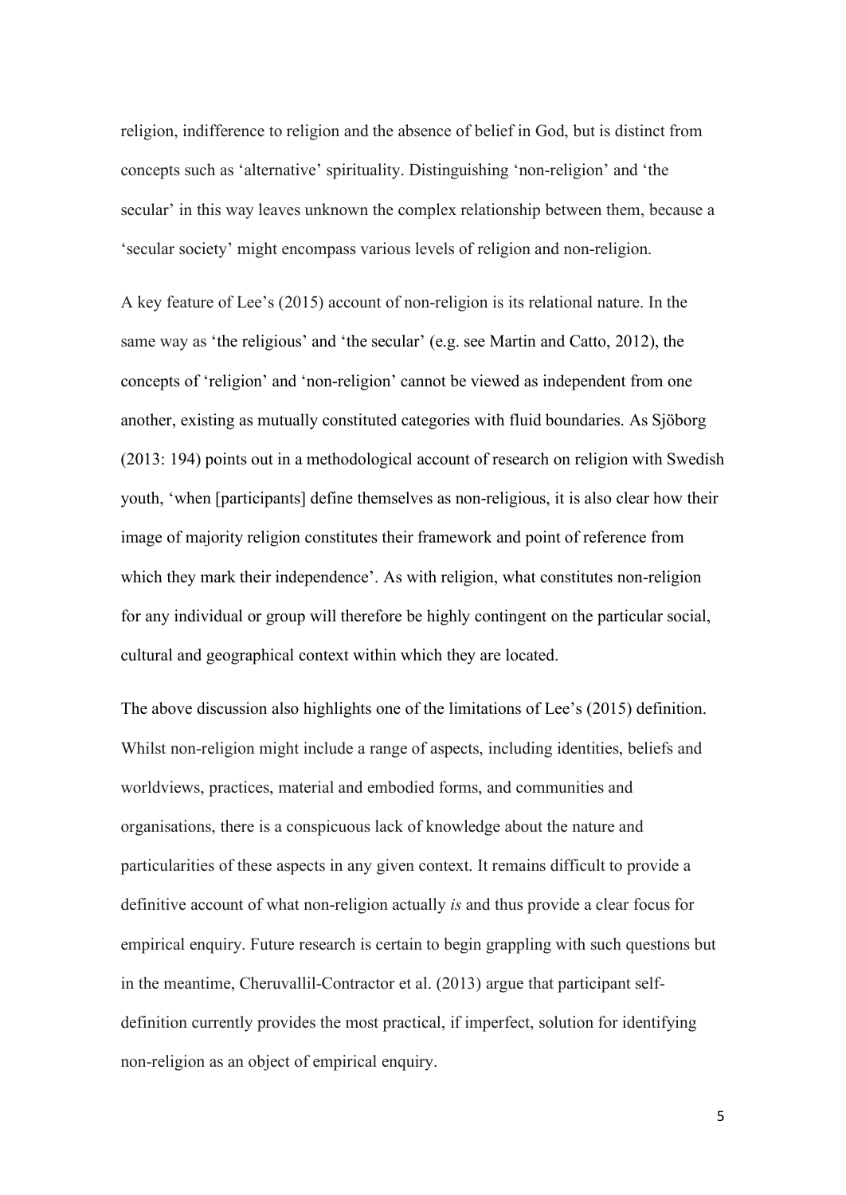religion, indifference to religion and the absence of belief in God, but is distinct from concepts such as 'alternative' spirituality. Distinguishing 'non-religion' and 'the secular' in this way leaves unknown the complex relationship between them, because a 'secular society' might encompass various levels of religion and non-religion.

A key feature of Lee's (2015) account of non-religion is its relational nature. In the same way as 'the religious' and 'the secular' (e.g. see Martin and Catto, 2012), the concepts of 'religion' and 'non-religion' cannot be viewed as independent from one another, existing as mutually constituted categories with fluid boundaries. As Sjöborg (2013: 194) points out in a methodological account of research on religion with Swedish youth, 'when [participants] define themselves as non-religious, it is also clear how their image of majority religion constitutes their framework and point of reference from which they mark their independence'. As with religion, what constitutes non-religion for any individual or group will therefore be highly contingent on the particular social, cultural and geographical context within which they are located.

The above discussion also highlights one of the limitations of Lee's (2015) definition. Whilst non-religion might include a range of aspects, including identities, beliefs and worldviews, practices, material and embodied forms, and communities and organisations, there is a conspicuous lack of knowledge about the nature and particularities of these aspects in any given context. It remains difficult to provide a definitive account of what non-religion actually *is* and thus provide a clear focus for empirical enquiry. Future research is certain to begin grappling with such questions but in the meantime, Cheruvallil-Contractor et al. (2013) argue that participant self-definition currently provides the most practical, if imperfect, solution for identifying non-religion as an object of empirical enquiry.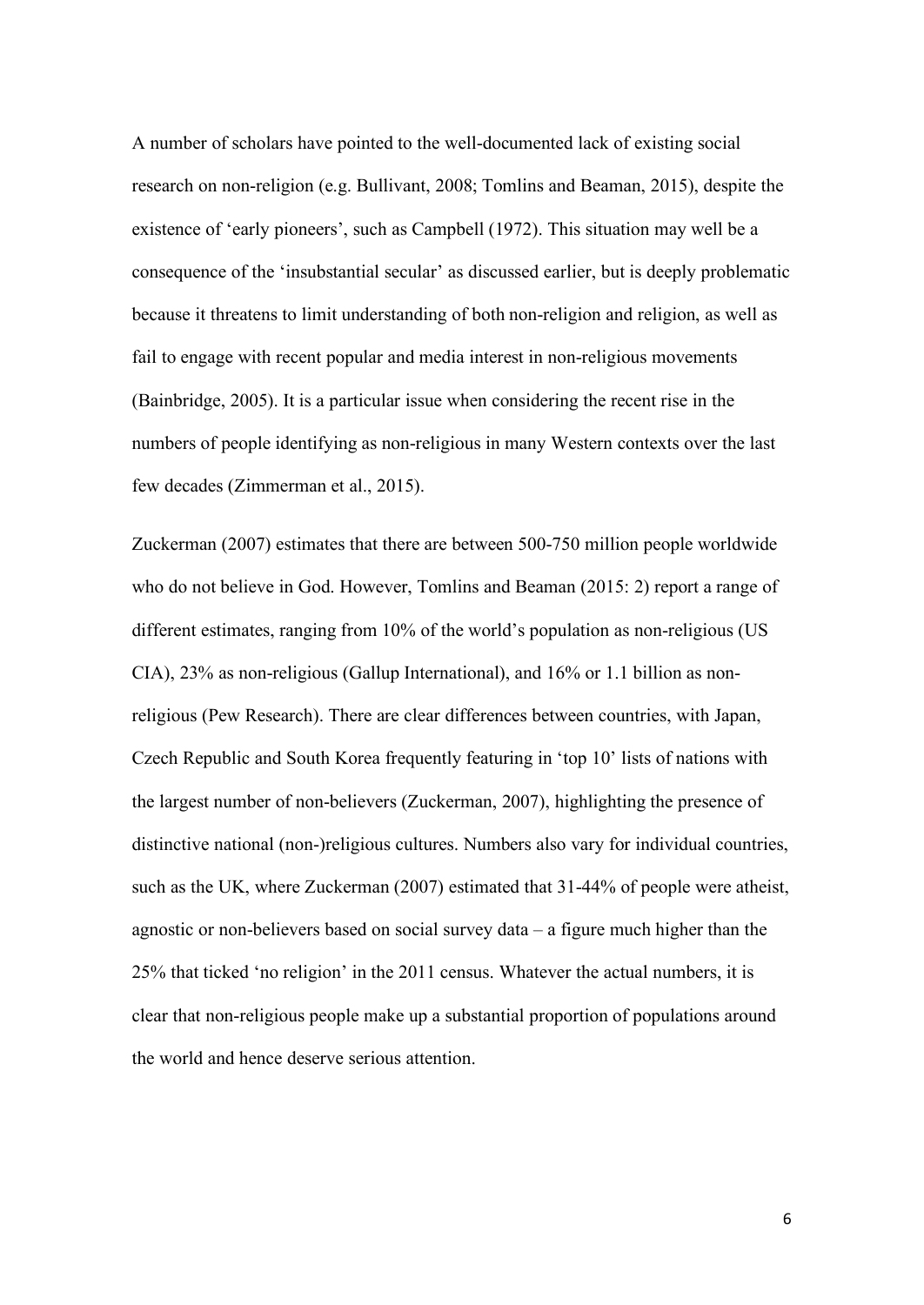A number of scholars have pointed to the well-documented lack of existing social research on non-religion (e.g. Bullivant, 2008; Tomlins and Beaman, 2015), despite the existence of 'early pioneers', such as Campbell (1972). This situation may well be a consequence of the 'insubstantial secular' as discussed earlier, but is deeply problematic because it threatens to limit understanding of both non-religion and religion, as well as fail to engage with recent popular and media interest in non-religious movements (Bainbridge, 2005). It is a particular issue when considering the recent rise in the numbers of people identifying as non-religious in many Western contexts over the last few decades (Zimmerman et al., 2015).

Zuckerman (2007) estimates that there are between 500-750 million people worldwide who do not believe in God. However, Tomlins and Beaman (2015: 2) report a range of different estimates, ranging from 10% of the world's population as non-religious (US CIA), 23% as non-religious (Gallup International), and 16% or 1.1 billion as non-religious (Pew Research). There are clear differences between countries, with Japan, Czech Republic and South Korea frequently featuring in 'top 10' lists of nations with the largest number of non-believers (Zuckerman, 2007), highlighting the presence of distinctive national (non-)religious cultures. Numbers also vary for individual countries, such as the UK, where Zuckerman (2007) estimated that 31-44% of people were atheist, agnostic or non-believers based on social survey data – a figure much higher than the 25% that ticked 'no religion' in the 2011 census. Whatever the actual numbers, it is clear that non-religious people make up a substantial proportion of populations around the world and hence deserve serious attention.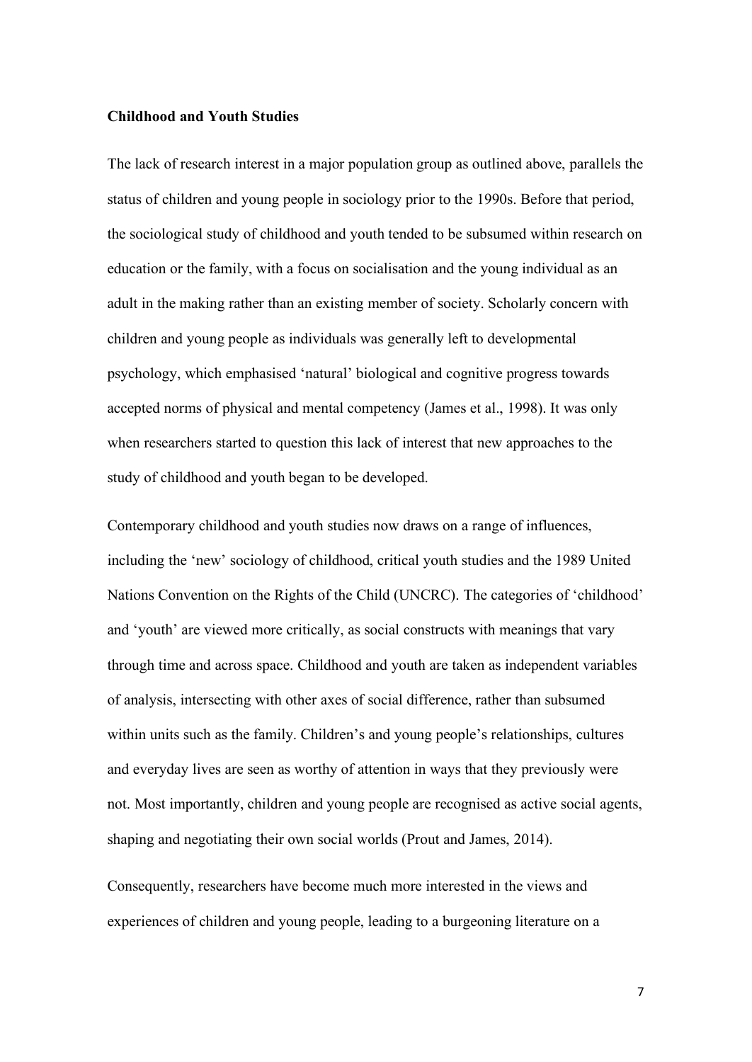**Childhood and Youth Studies**

The lack of research interest in a major population group as outlined above, parallels the status of children and young people in sociology prior to the 1990s. Before that period, the sociological study of childhood and youth tended to be subsumed within research on education or the family, with a focus on socialisation and the young individual as an adult in the making rather than an existing member of society. Scholarly concern with children and young people as individuals was generally left to developmental psychology, which emphasised 'natural' biological and cognitive progress towards accepted norms of physical and mental competency (James et al., 1998). It was only when researchers started to question this lack of interest that new approaches to the study of childhood and youth began to be developed.

Contemporary childhood and youth studies now draws on a range of influences, including the 'new' sociology of childhood, critical youth studies and the 1989 United Nations Convention on the Rights of the Child (UNCRC). The categories of 'childhood' and 'youth' are viewed more critically, as social constructs with meanings that vary through time and across space. Childhood and youth are taken as independent variables of analysis, intersecting with other axes of social difference, rather than subsumed within units such as the family. Children's and young people's relationships, cultures and everyday lives are seen as worthy of attention in ways that they previously were not. Most importantly, children and young people are recognised as active social agents, shaping and negotiating their own social worlds (Prout and James, 2014).

Consequently, researchers have become much more interested in the views and experiences of children and young people, leading to a burgeoning literature on a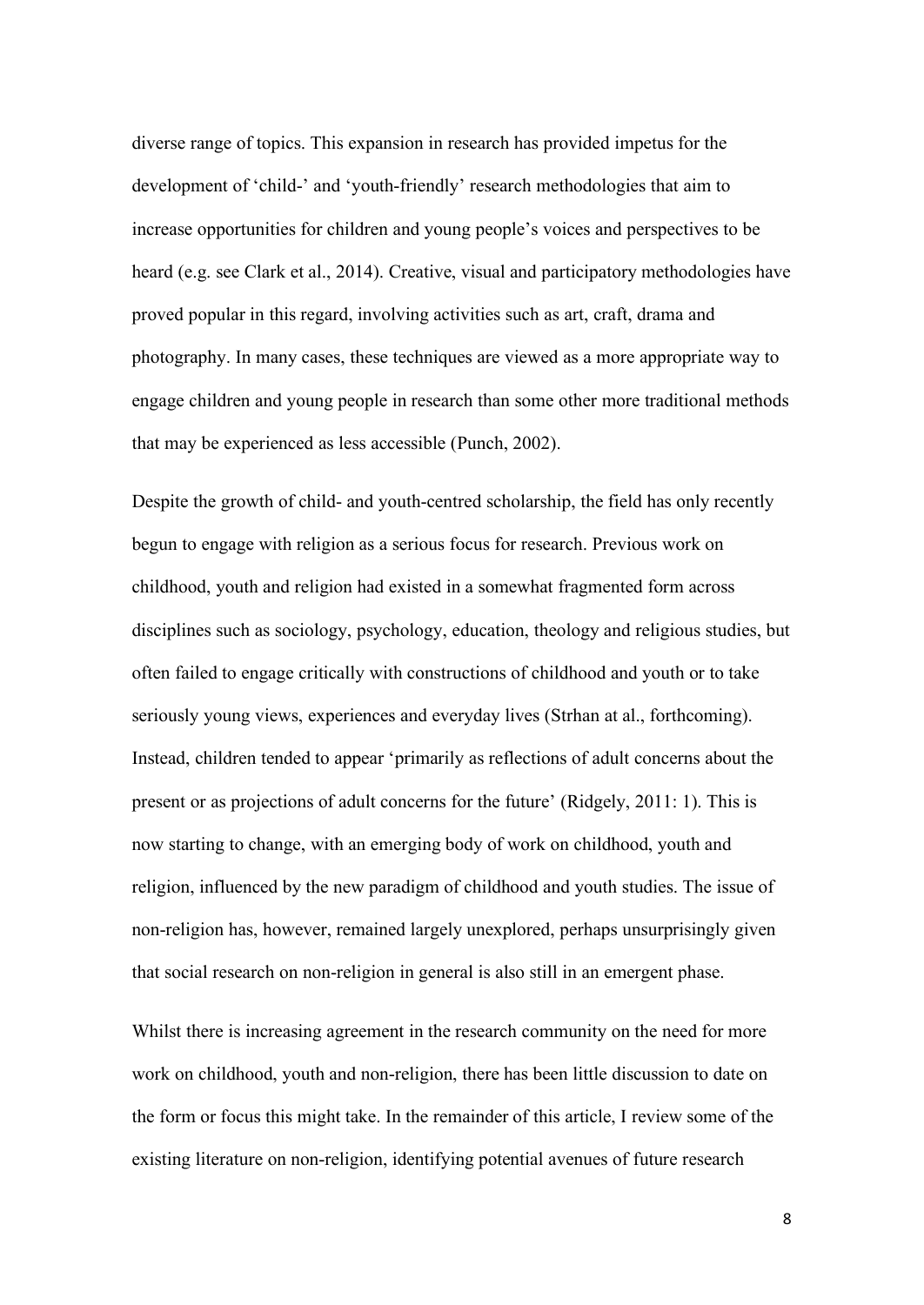diverse range of topics. This expansion in research has provided impetus for the development of 'child-' and 'youth-friendly' research methodologies that aim to increase opportunities for children and young people's voices and perspectives to be heard (e.g. see Clark et al., 2014). Creative, visual and participatory methodologies have proved popular in this regard, involving activities such as art, craft, drama and photography. In many cases, these techniques are viewed as a more appropriate way to engage children and young people in research than some other more traditional methods that may be experienced as less accessible (Punch, 2002).

Despite the growth of child- and youth-centred scholarship, the field has only recently begun to engage with religion as a serious focus for research. Previous work on childhood, youth and religion had existed in a somewhat fragmented form across disciplines such as sociology, psychology, education, theology and religious studies, but often failed to engage critically with constructions of childhood and youth or to take seriously young views, experiences and everyday lives (Strhan at al., forthcoming). Instead, children tended to appear 'primarily as reflections of adult concerns about the present or as projections of adult concerns for the future' (Ridgely, 2011: 1). This is now starting to change, with an emerging body of work on childhood, youth and religion, influenced by the new paradigm of childhood and youth studies. The issue of non-religion has, however, remained largely unexplored, perhaps unsurprisingly given that social research on non-religion in general is also still in an emergent phase.

Whilst there is increasing agreement in the research community on the need for more work on childhood, youth and non-religion, there has been little discussion to date on the form or focus this might take. In the remainder of this article, I review some of the existing literature on non-religion, identifying potential avenues of future research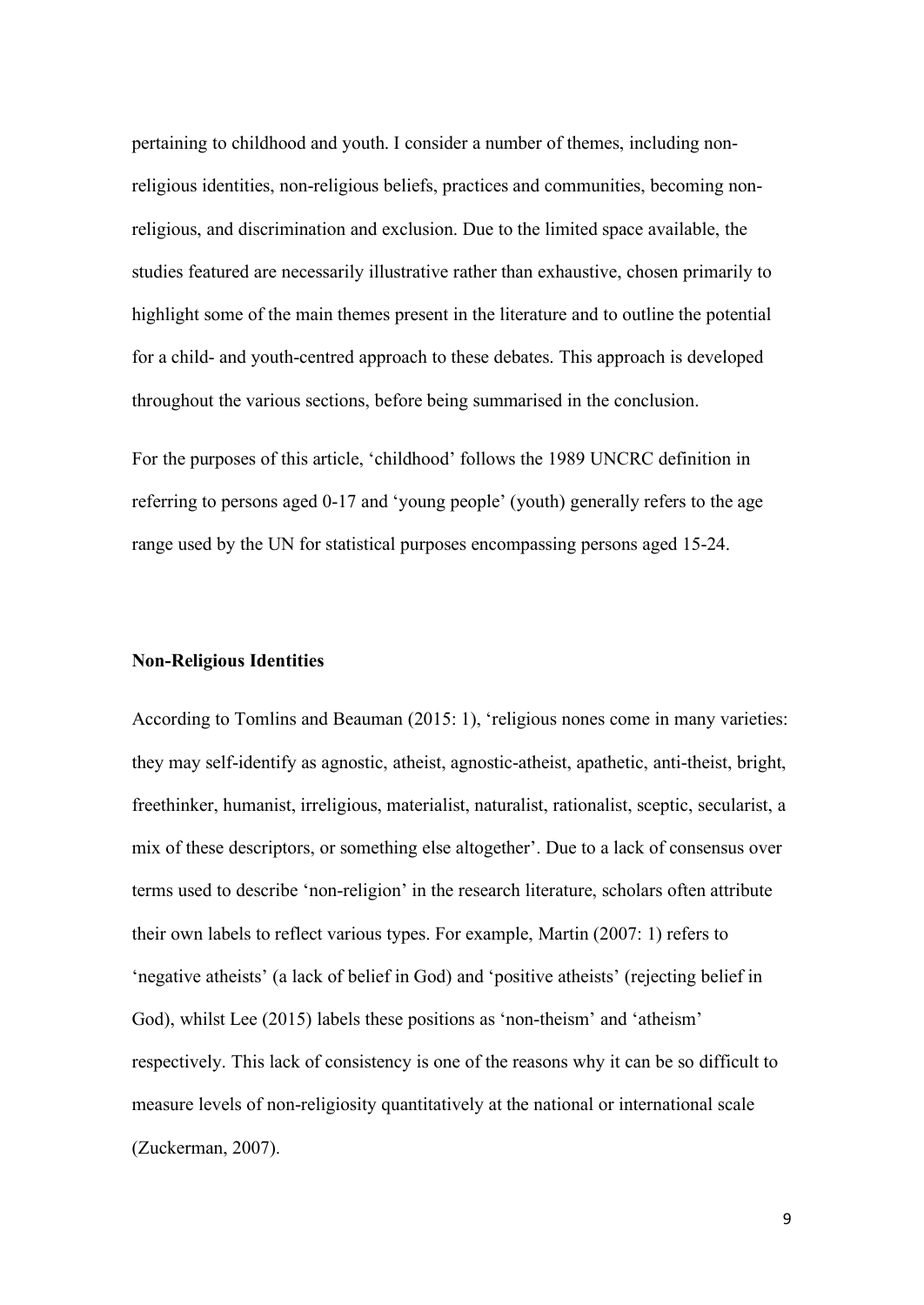pertaining to childhood and youth. I consider a number of themes, including non-religious identities, non-religious beliefs, practices and communities, becoming non-religious, and discrimination and exclusion. Due to the limited space available, the studies featured are necessarily illustrative rather than exhaustive, chosen primarily to highlight some of the main themes present in the literature and to outline the potential for a child- and youth-centred approach to these debates. This approach is developed throughout the various sections, before being summarised in the conclusion.

For the purposes of this article, 'childhood' follows the 1989 UNCRC definition in referring to persons aged 0-17 and 'young people' (youth) generally refers to the age range used by the UN for statistical purposes encompassing persons aged 15-24.

## Non-Religious Identities

According to Tomlins and Beauman (2015: 1), 'religious nones come in many varieties: they may self-identify as agnostic, atheist, agnostic-atheist, apathetic, anti-theist, bright, freethinker, humanist, irreligious, materialist, naturalist, rationalist, sceptic, secularist, a mix of these descriptors, or something else altogether'. Due to a lack of consensus over terms used to describe 'non-religion' in the research literature, scholars often attribute their own labels to reflect various types. For example, Martin (2007: 1) refers to 'negative atheists' (a lack of belief in God) and 'positive atheists' (rejecting belief in God), whilst Lee (2015) labels these positions as 'non-theism' and 'atheism' respectively. This lack of consistency is one of the reasons why it can be so difficult to measure levels of non-religiosity quantitatively at the national or international scale (Zuckerman, 2007).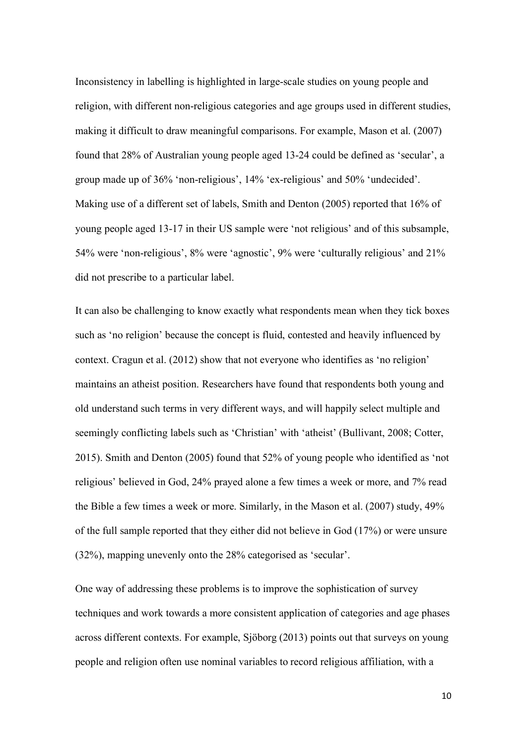Inconsistency in labelling is highlighted in large-scale studies on young people and religion, with different non-religious categories and age groups used in different studies, making it difficult to draw meaningful comparisons. For example, Mason et al. (2007) found that 28% of Australian young people aged 13-24 could be defined as 'secular', a group made up of 36% 'non-religious', 14% 'ex-religious' and 50% 'undecided'. Making use of a different set of labels, Smith and Denton (2005) reported that 16% of young people aged 13-17 in their US sample were 'not religious' and of this subsample, 54% were 'non-religious', 8% were 'agnostic', 9% were 'culturally religious' and 21% did not prescribe to a particular label.

It can also be challenging to know exactly what respondents mean when they tick boxes such as 'no religion' because the concept is fluid, contested and heavily influenced by context. Cragun et al. (2012) show that not everyone who identifies as 'no religion' maintains an atheist position. Researchers have found that respondents both young and old understand such terms in very different ways, and will happily select multiple and seemingly conflicting labels such as 'Christian' with 'atheist' (Bullivant, 2008; Cotter, 2015). Smith and Denton (2005) found that 52% of young people who identified as 'not religious' believed in God, 24% prayed alone a few times a week or more, and 7% read the Bible a few times a week or more. Similarly, in the Mason et al. (2007) study, 49% of the full sample reported that they either did not believe in God (17%) or were unsure (32%), mapping unevenly onto the 28% categorised as 'secular'.

One way of addressing these problems is to improve the sophistication of survey techniques and work towards a more consistent application of categories and age phases across different contexts. For example, Sjöborg (2013) points out that surveys on young people and religion often use nominal variables to record religious affiliation, with a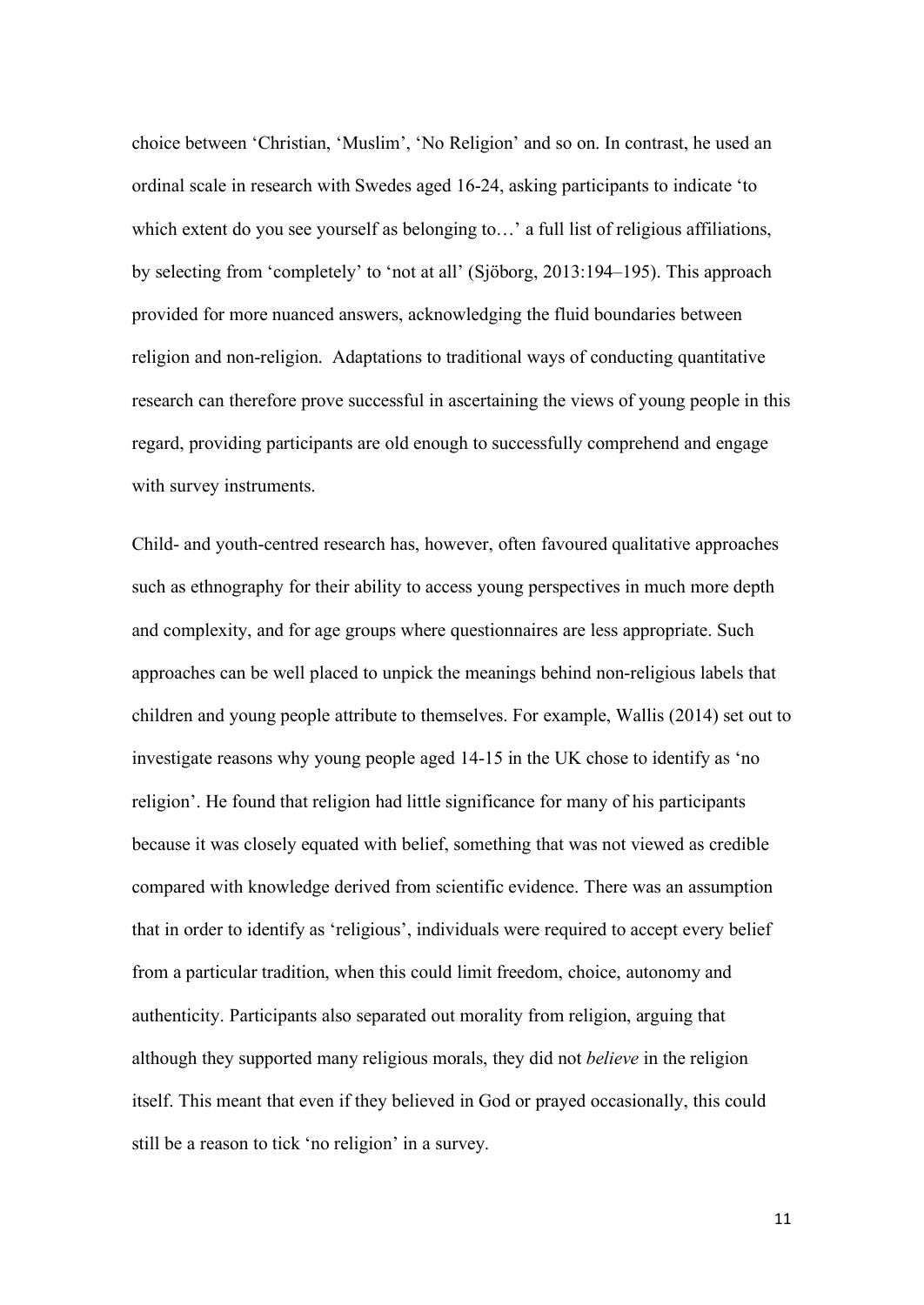choice between 'Christian, 'Muslim', 'No Religion' and so on. In contrast, he used an ordinal scale in research with Swedes aged 16-24, asking participants to indicate 'to which extent do you see yourself as belonging to…' a full list of religious affiliations, by selecting from 'completely' to 'not at all' (Sjöborg, 2013:194–195). This approach provided for more nuanced answers, acknowledging the fluid boundaries between religion and non-religion. Adaptations to traditional ways of conducting quantitative research can therefore prove successful in ascertaining the views of young people in this regard, providing participants are old enough to successfully comprehend and engage with survey instruments.

Child- and youth-centred research has, however, often favoured qualitative approaches such as ethnography for their ability to access young perspectives in much more depth and complexity, and for age groups where questionnaires are less appropriate. Such approaches can be well placed to unpick the meanings behind non-religious labels that children and young people attribute to themselves. For example, Wallis (2014) set out to investigate reasons why young people aged 14-15 in the UK chose to identify as 'no religion'. He found that religion had little significance for many of his participants because it was closely equated with belief, something that was not viewed as credible compared with knowledge derived from scientific evidence. There was an assumption that in order to identify as 'religious', individuals were required to accept every belief from a particular tradition, when this could limit freedom, choice, autonomy and authenticity. Participants also separated out morality from religion, arguing that although they supported many religious morals, they did not *believe* in the religion itself. This meant that even if they believed in God or prayed occasionally, this could still be a reason to tick 'no religion' in a survey.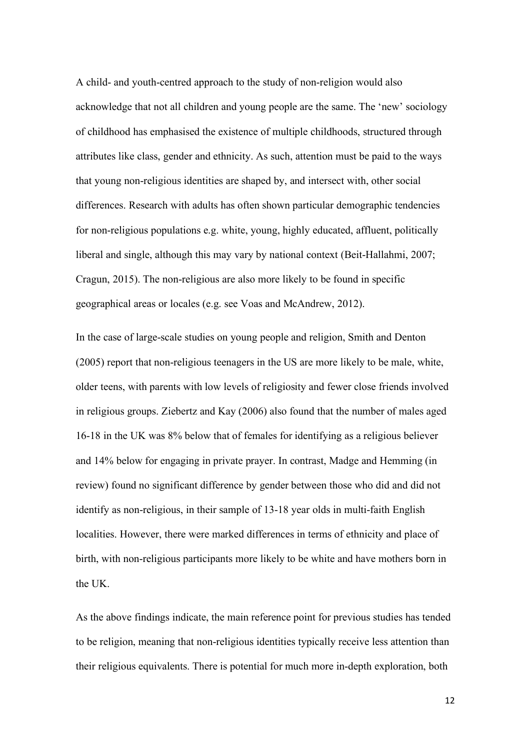A child- and youth-centred approach to the study of non-religion would also acknowledge that not all children and young people are the same. The 'new' sociology of childhood has emphasised the existence of multiple childhoods, structured through attributes like class, gender and ethnicity. As such, attention must be paid to the ways that young non-religious identities are shaped by, and intersect with, other social differences. Research with adults has often shown particular demographic tendencies for non-religious populations e.g. white, young, highly educated, affluent, politically liberal and single, although this may vary by national context (Beit-Hallahmi, 2007; Cragun, 2015). The non-religious are also more likely to be found in specific geographical areas or locales (e.g. see Voas and McAndrew, 2012).

In the case of large-scale studies on young people and religion, Smith and Denton (2005) report that non-religious teenagers in the US are more likely to be male, white, older teens, with parents with low levels of religiosity and fewer close friends involved in religious groups. Ziebertz and Kay (2006) also found that the number of males aged 16-18 in the UK was 8% below that of females for identifying as a religious believer and 14% below for engaging in private prayer. In contrast, Madge and Hemming (in review) found no significant difference by gender between those who did and did not identify as non-religious, in their sample of 13-18 year olds in multi-faith English localities. However, there were marked differences in terms of ethnicity and place of birth, with non-religious participants more likely to be white and have mothers born in the UK.

As the above findings indicate, the main reference point for previous studies has tended to be religion, meaning that non-religious identities typically receive less attention than their religious equivalents. There is potential for much more in-depth exploration, both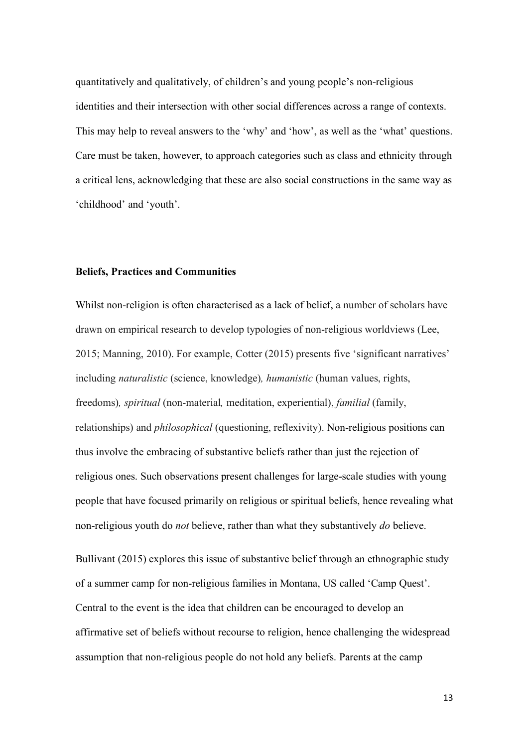quantitatively and qualitatively, of children's and young people's non-religious identities and their intersection with other social differences across a range of contexts. This may help to reveal answers to the 'why' and 'how', as well as the 'what' questions. Care must be taken, however, to approach categories such as class and ethnicity through a critical lens, acknowledging that these are also social constructions in the same way as 'childhood' and 'youth'.

### Beliefs, Practices and Communities

Whilst non-religion is often characterised as a lack of belief, a number of scholars have drawn on empirical research to develop typologies of non-religious worldviews (Lee, 2015; Manning, 2010). For example, Cotter (2015) presents five 'significant narratives' including *naturalistic* (science, knowledge), *humanistic* (human values, rights, freedoms), *spiritual* (non-material, meditation, experiential), *familial* (family, relationships) and *philosophical* (questioning, reflexivity). Non-religious positions can thus involve the embracing of substantive beliefs rather than just the rejection of religious ones. Such observations present challenges for large-scale studies with young people that have focused primarily on religious or spiritual beliefs, hence revealing what non-religious youth do *not* believe, rather than what they substantively *do* believe.

Bullivant (2015) explores this issue of substantive belief through an ethnographic study of a summer camp for non-religious families in Montana, US called 'Camp Quest'. Central to the event is the idea that children can be encouraged to develop an affirmative set of beliefs without recourse to religion, hence challenging the widespread assumption that non-religious people do not hold any beliefs. Parents at the camp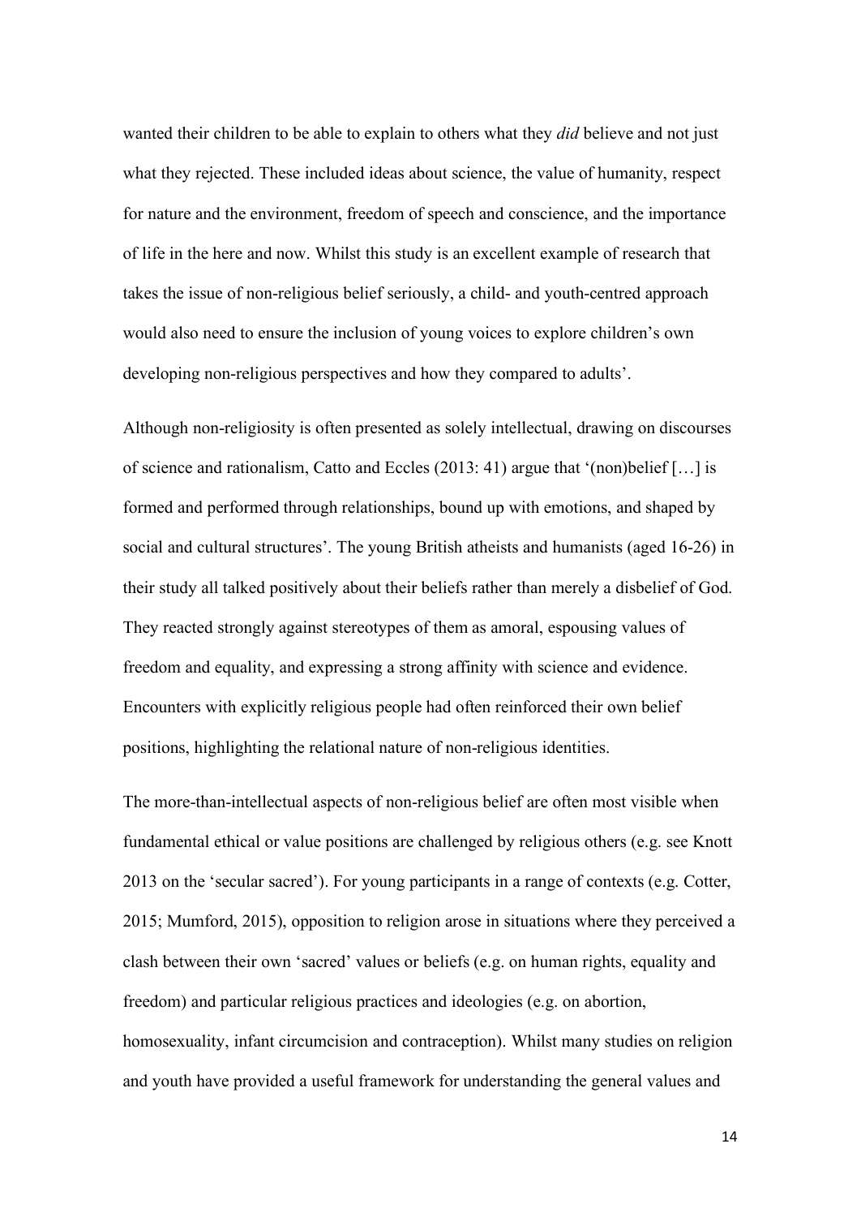wanted their children to be able to explain to others what they *did* believe and not just what they rejected. These included ideas about science, the value of humanity, respect for nature and the environment, freedom of speech and conscience, and the importance of life in the here and now. Whilst this study is an excellent example of research that takes the issue of non-religious belief seriously, a child- and youth-centred approach would also need to ensure the inclusion of young voices to explore children's own developing non-religious perspectives and how they compared to adults'.

Although non-religiosity is often presented as solely intellectual, drawing on discourses of science and rationalism, Catto and Eccles (2013: 41) argue that '(non)belief […] is formed and performed through relationships, bound up with emotions, and shaped by social and cultural structures'. The young British atheists and humanists (aged 16-26) in their study all talked positively about their beliefs rather than merely a disbelief of God. They reacted strongly against stereotypes of them as amoral, espousing values of freedom and equality, and expressing a strong affinity with science and evidence. Encounters with explicitly religious people had often reinforced their own belief positions, highlighting the relational nature of non-religious identities.

The more-than-intellectual aspects of non-religious belief are often most visible when fundamental ethical or value positions are challenged by religious others (e.g. see Knott 2013 on the 'secular sacred'). For young participants in a range of contexts (e.g. Cotter, 2015; Mumford, 2015), opposition to religion arose in situations where they perceived a clash between their own 'sacred' values or beliefs (e.g. on human rights, equality and freedom) and particular religious practices and ideologies (e.g. on abortion, homosexuality, infant circumcision and contraception). Whilst many studies on religion and youth have provided a useful framework for understanding the general values and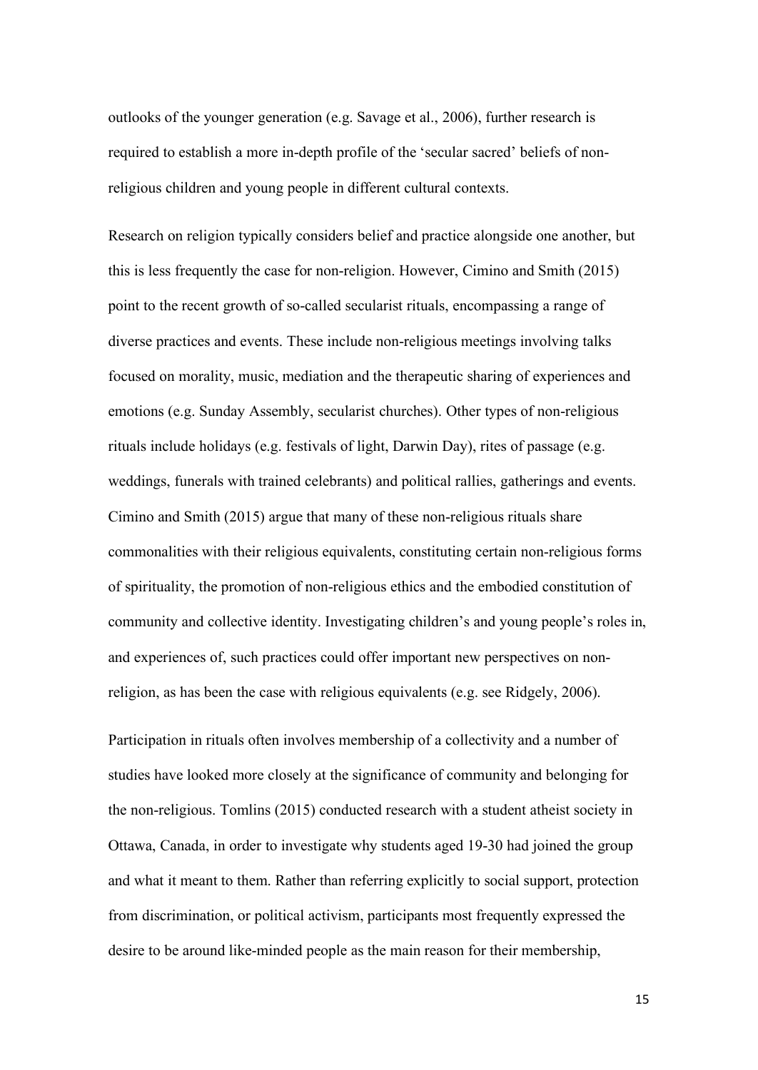outlooks of the younger generation (e.g. Savage et al., 2006), further research is required to establish a more in-depth profile of the 'secular sacred' beliefs of non-religious children and young people in different cultural contexts.

Research on religion typically considers belief and practice alongside one another, but this is less frequently the case for non-religion. However, Cimino and Smith (2015) point to the recent growth of so-called secularist rituals, encompassing a range of diverse practices and events. These include non-religious meetings involving talks focused on morality, music, mediation and the therapeutic sharing of experiences and emotions (e.g. Sunday Assembly, secularist churches). Other types of non-religious rituals include holidays (e.g. festivals of light, Darwin Day), rites of passage (e.g. weddings, funerals with trained celebrants) and political rallies, gatherings and events. Cimino and Smith (2015) argue that many of these non-religious rituals share commonalities with their religious equivalents, constituting certain non-religious forms of spirituality, the promotion of non-religious ethics and the embodied constitution of community and collective identity. Investigating children's and young people's roles in, and experiences of, such practices could offer important new perspectives on non-religion, as has been the case with religious equivalents (e.g. see Ridgely, 2006).

Participation in rituals often involves membership of a collectivity and a number of studies have looked more closely at the significance of community and belonging for the non-religious. Tomlins (2015) conducted research with a student atheist society in Ottawa, Canada, in order to investigate why students aged 19-30 had joined the group and what it meant to them. Rather than referring explicitly to social support, protection from discrimination, or political activism, participants most frequently expressed the desire to be around like-minded people as the main reason for their membership,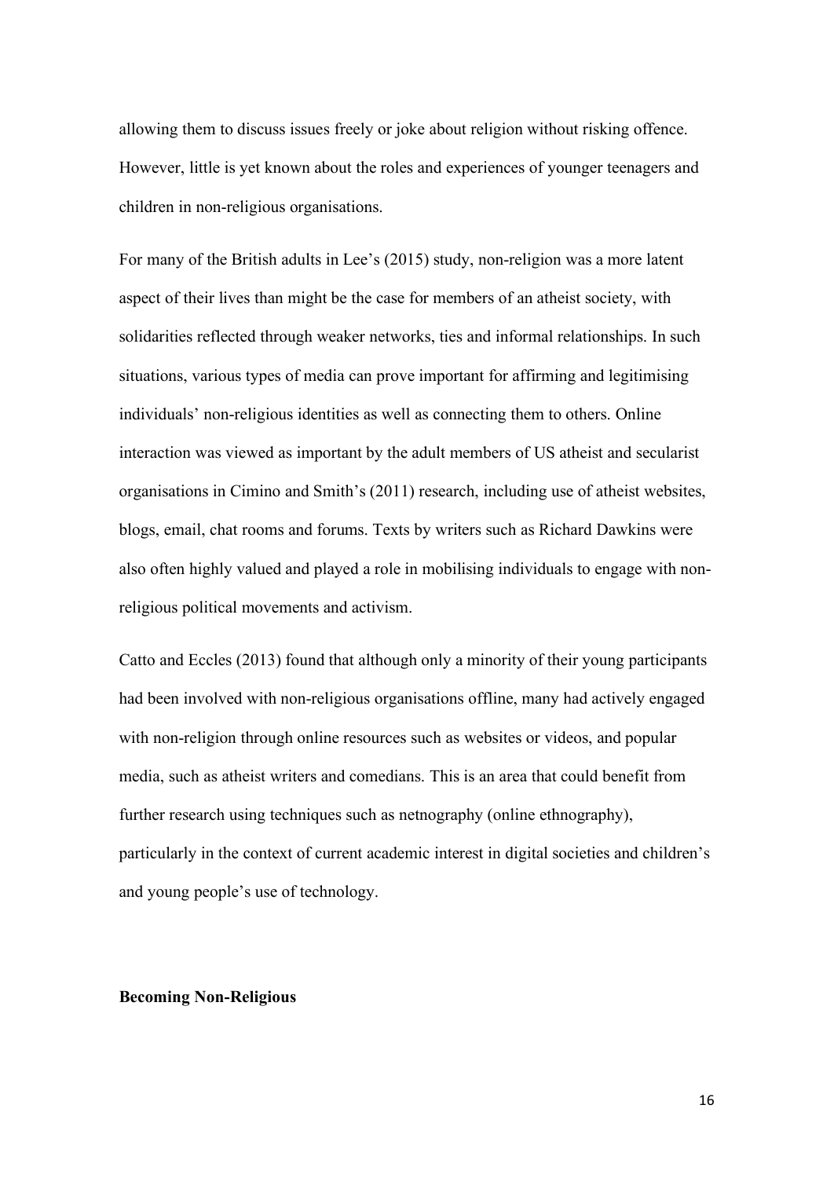allowing them to discuss issues freely or joke about religion without risking offence. However, little is yet known about the roles and experiences of younger teenagers and children in non-religious organisations.

For many of the British adults in Lee's (2015) study, non-religion was a more latent aspect of their lives than might be the case for members of an atheist society, with solidarities reflected through weaker networks, ties and informal relationships. In such situations, various types of media can prove important for affirming and legitimising individuals' non-religious identities as well as connecting them to others. Online interaction was viewed as important by the adult members of US atheist and secularist organisations in Cimino and Smith's (2011) research, including use of atheist websites, blogs, email, chat rooms and forums. Texts by writers such as Richard Dawkins were also often highly valued and played a role in mobilising individuals to engage with non-religious political movements and activism.

Catto and Eccles (2013) found that although only a minority of their young participants had been involved with non-religious organisations offline, many had actively engaged with non-religion through online resources such as websites or videos, and popular media, such as atheist writers and comedians. This is an area that could benefit from further research using techniques such as netnography (online ethnography), particularly in the context of current academic interest in digital societies and children's and young people's use of technology.

**Becoming Non-Religious**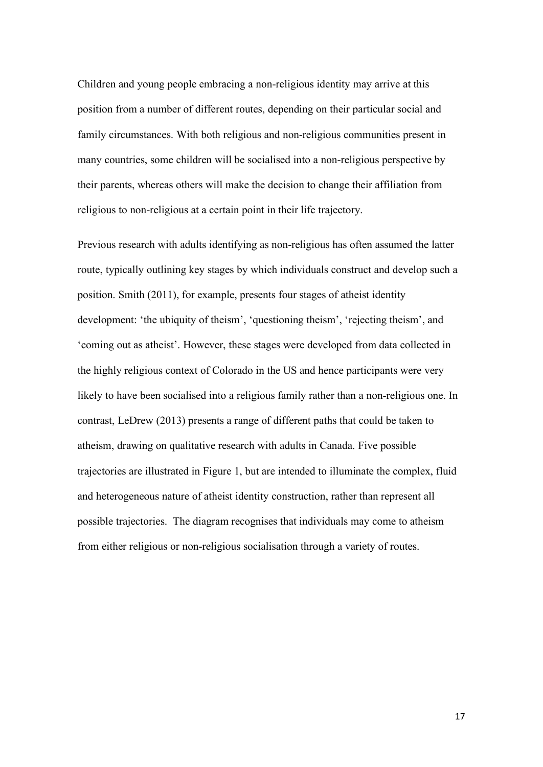Children and young people embracing a non-religious identity may arrive at this position from a number of different routes, depending on their particular social and family circumstances. With both religious and non-religious communities present in many countries, some children will be socialised into a non-religious perspective by their parents, whereas others will make the decision to change their affiliation from religious to non-religious at a certain point in their life trajectory.

Previous research with adults identifying as non-religious has often assumed the latter route, typically outlining key stages by which individuals construct and develop such a position. Smith (2011), for example, presents four stages of atheist identity development: 'the ubiquity of theism', 'questioning theism', 'rejecting theism', and 'coming out as atheist'. However, these stages were developed from data collected in the highly religious context of Colorado in the US and hence participants were very likely to have been socialised into a religious family rather than a non-religious one. In contrast, LeDrew (2013) presents a range of different paths that could be taken to atheism, drawing on qualitative research with adults in Canada. Five possible trajectories are illustrated in Figure 1, but are intended to illuminate the complex, fluid and heterogeneous nature of atheist identity construction, rather than represent all possible trajectories. The diagram recognises that individuals may come to atheism from either religious or non-religious socialisation through a variety of routes.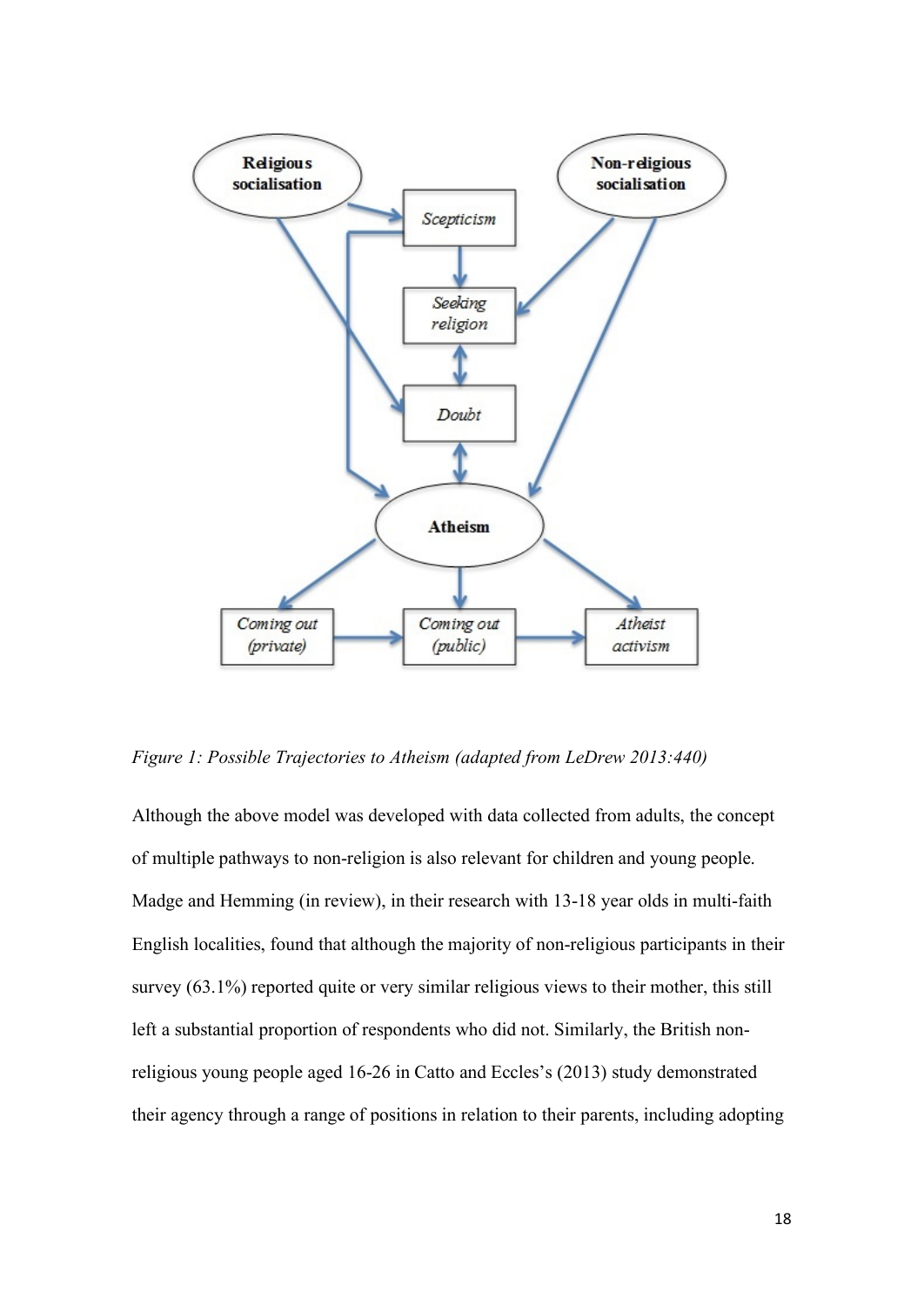*Figure 1: Possible Trajectories to Atheism (adapted from LeDrew 2013:440)*

Although the above model was developed with data collected from adults, the concept of multiple pathways to non-religion is also relevant for children and young people. Madge and Hemming (in review), in their research with 13-18 year olds in multi-faith English localities, found that although the majority of non-religious participants in their survey (63.1%) reported quite or very similar religious views to their mother, this still left a substantial proportion of respondents who did not. Similarly, the British non-religious young people aged 16-26 in Catto and Eccles's (2013) study demonstrated their agency through a range of positions in relation to their parents, including adopting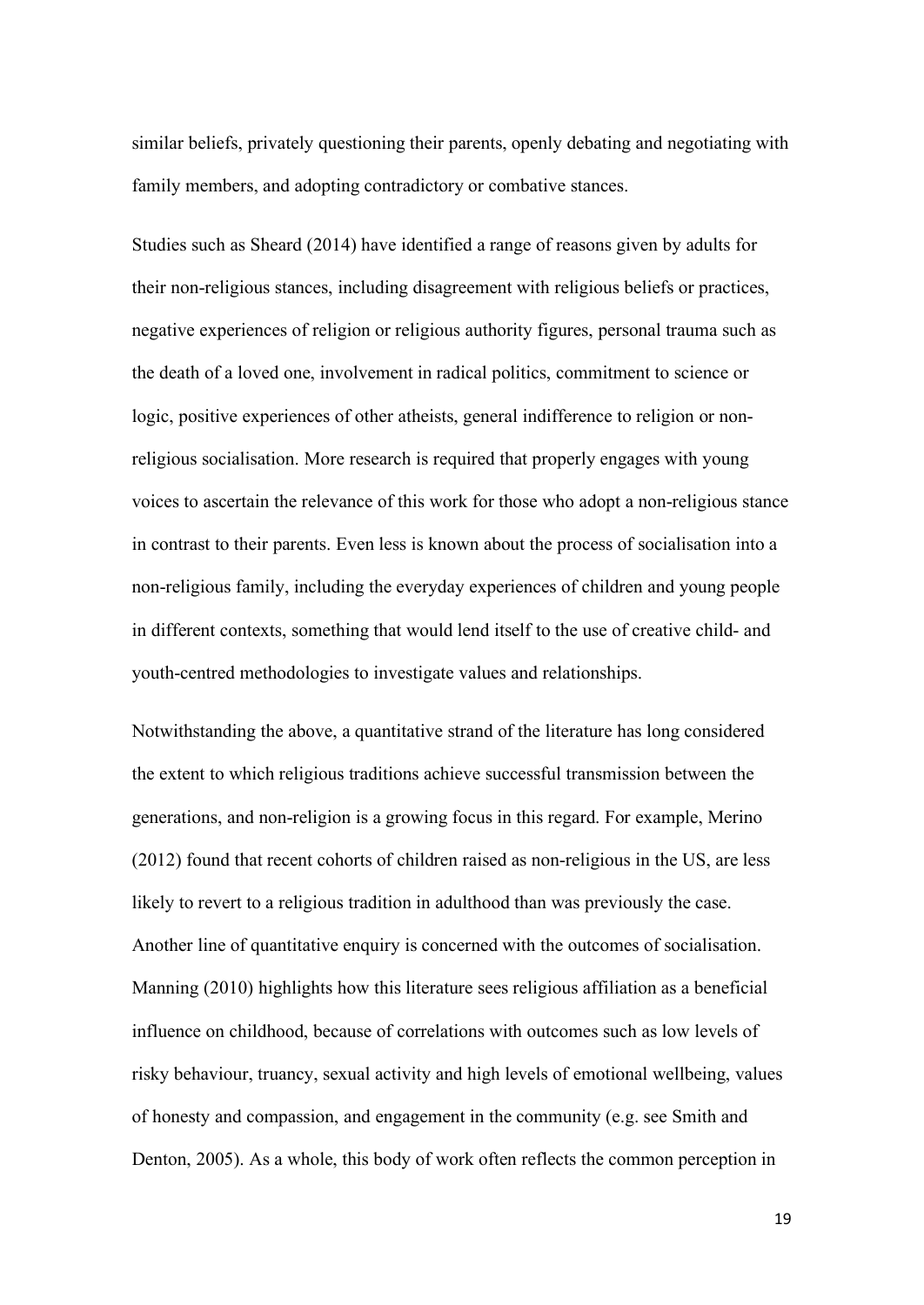similar beliefs, privately questioning their parents, openly debating and negotiating with family members, and adopting contradictory or combative stances.

Studies such as Sheard (2014) have identified a range of reasons given by adults for their non-religious stances, including disagreement with religious beliefs or practices, negative experiences of religion or religious authority figures, personal trauma such as the death of a loved one, involvement in radical politics, commitment to science or logic, positive experiences of other atheists, general indifference to religion or non-religious socialisation. More research is required that properly engages with young voices to ascertain the relevance of this work for those who adopt a non-religious stance in contrast to their parents. Even less is known about the process of socialisation into a non-religious family, including the everyday experiences of children and young people in different contexts, something that would lend itself to the use of creative child- and youth-centred methodologies to investigate values and relationships.

Notwithstanding the above, a quantitative strand of the literature has long considered the extent to which religious traditions achieve successful transmission between the generations, and non-religion is a growing focus in this regard. For example, Merino (2012) found that recent cohorts of children raised as non-religious in the US, are less likely to revert to a religious tradition in adulthood than was previously the case. Another line of quantitative enquiry is concerned with the outcomes of socialisation. Manning (2010) highlights how this literature sees religious affiliation as a beneficial influence on childhood, because of correlations with outcomes such as low levels of risky behaviour, truancy, sexual activity and high levels of emotional wellbeing, values of honesty and compassion, and engagement in the community (e.g. see Smith and Denton, 2005). As a whole, this body of work often reflects the common perception in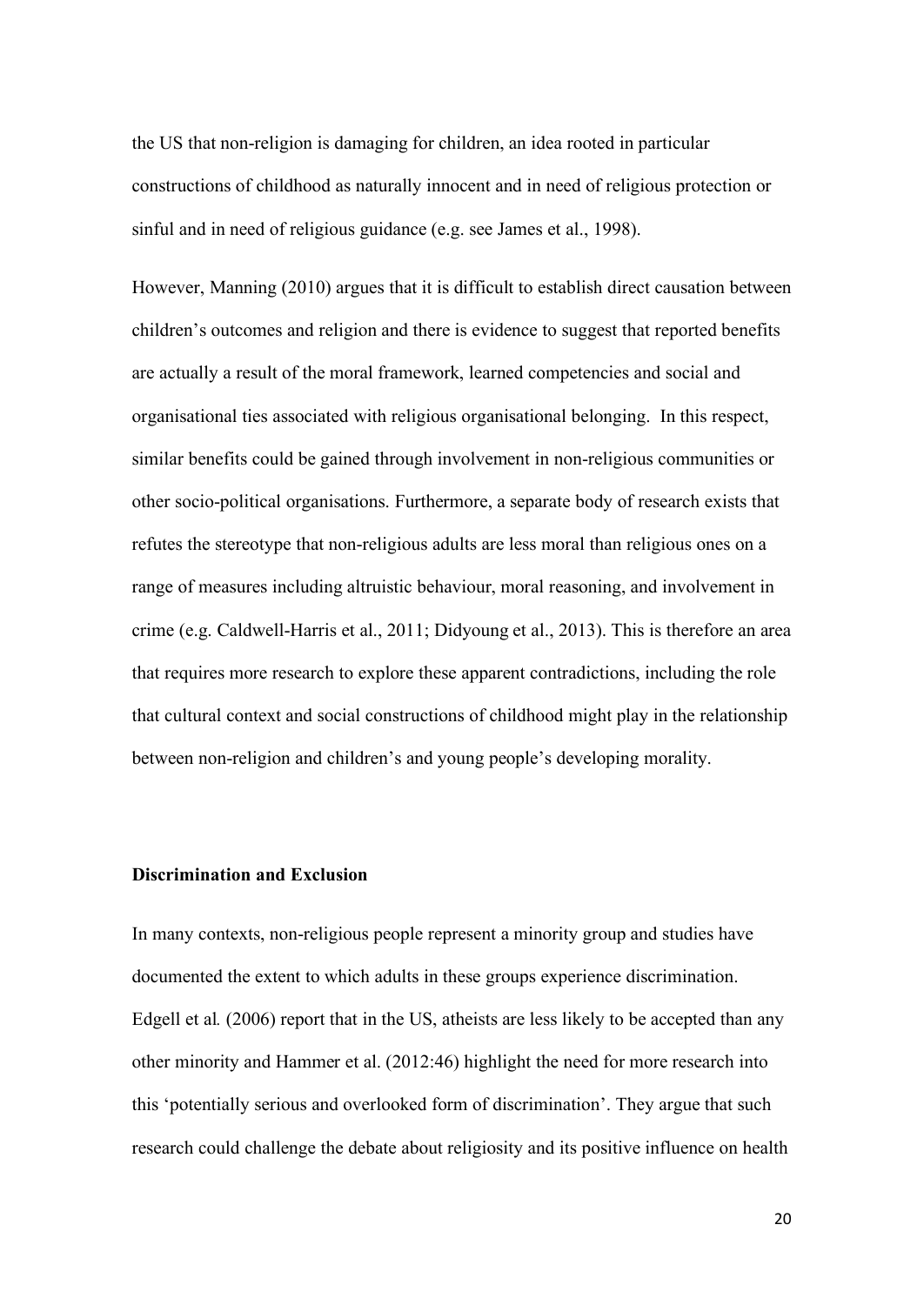the US that non-religion is damaging for children, an idea rooted in particular constructions of childhood as naturally innocent and in need of religious protection or sinful and in need of religious guidance (e.g. see James et al., 1998).

However, Manning (2010) argues that it is difficult to establish direct causation between children's outcomes and religion and there is evidence to suggest that reported benefits are actually a result of the moral framework, learned competencies and social and organisational ties associated with religious organisational belonging. In this respect, similar benefits could be gained through involvement in non-religious communities or other socio-political organisations. Furthermore, a separate body of research exists that refutes the stereotype that non-religious adults are less moral than religious ones on a range of measures including altruistic behaviour, moral reasoning, and involvement in crime (e.g. Caldwell-Harris et al., 2011; Didyoung et al., 2013). This is therefore an area that requires more research to explore these apparent contradictions, including the role that cultural context and social constructions of childhood might play in the relationship between non-religion and children's and young people's developing morality.

**Discrimination and Exclusion**

In many contexts, non-religious people represent a minority group and studies have documented the extent to which adults in these groups experience discrimination. Edgell et al*.* (2006) report that in the US, atheists are less likely to be accepted than any other minority and Hammer et al. (2012:46) highlight the need for more research into this 'potentially serious and overlooked form of discrimination'. They argue that such research could challenge the debate about religiosity and its positive influence on health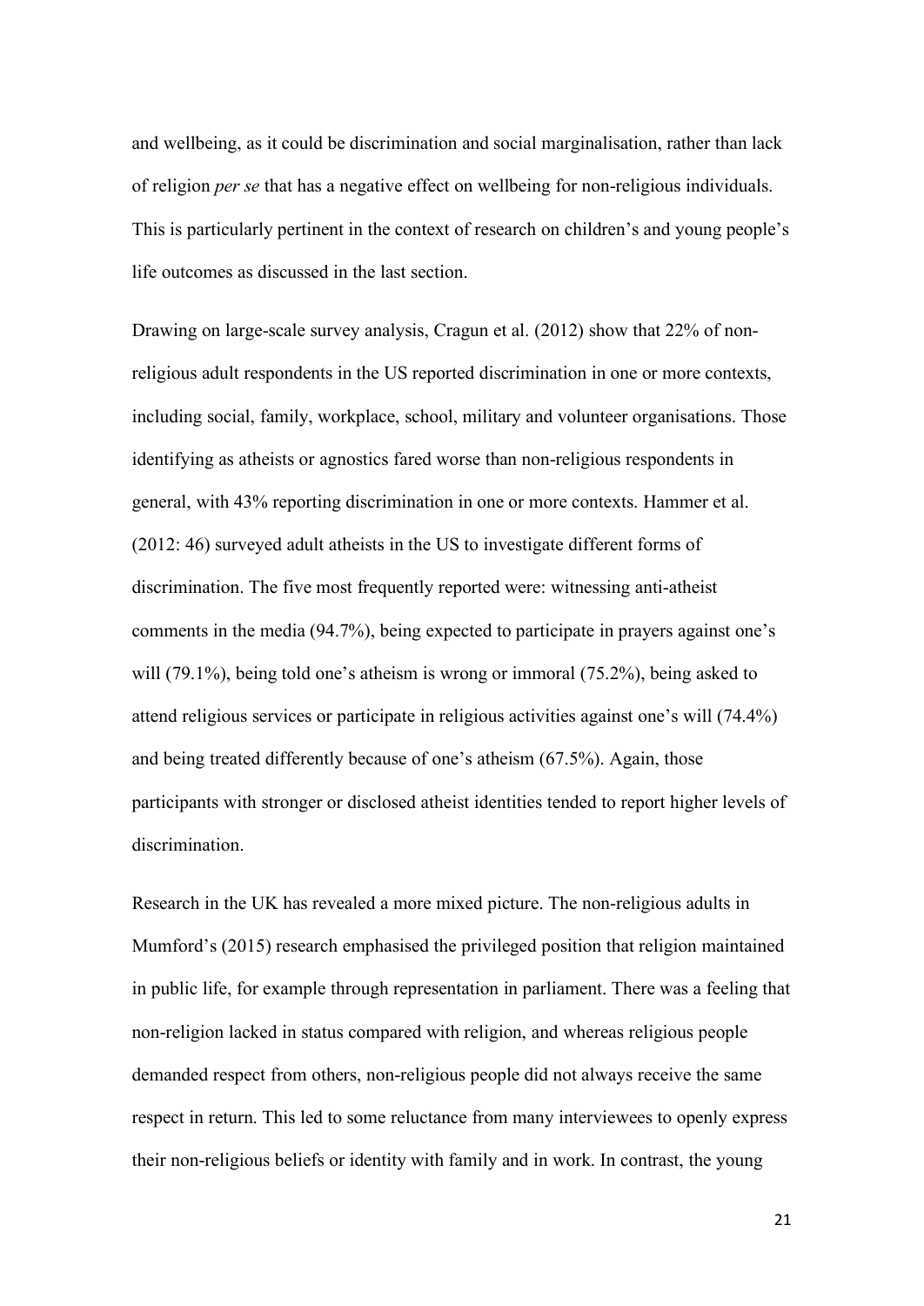and wellbeing, as it could be discrimination and social marginalisation, rather than lack of religion *per se* that has a negative effect on wellbeing for non-religious individuals. This is particularly pertinent in the context of research on children's and young people's life outcomes as discussed in the last section.

Drawing on large-scale survey analysis, Cragun et al. (2012) show that 22% of non-religious adult respondents in the US reported discrimination in one or more contexts, including social, family, workplace, school, military and volunteer organisations. Those identifying as atheists or agnostics fared worse than non-religious respondents in general, with 43% reporting discrimination in one or more contexts. Hammer et al. (2012: 46) surveyed adult atheists in the US to investigate different forms of discrimination. The five most frequently reported were: witnessing anti-atheist comments in the media (94.7%), being expected to participate in prayers against one's will (79.1%), being told one's atheism is wrong or immoral (75.2%), being asked to attend religious services or participate in religious activities against one's will (74.4%) and being treated differently because of one's atheism (67.5%). Again, those participants with stronger or disclosed atheist identities tended to report higher levels of discrimination.

Research in the UK has revealed a more mixed picture. The non-religious adults in Mumford's (2015) research emphasised the privileged position that religion maintained in public life, for example through representation in parliament. There was a feeling that non-religion lacked in status compared with religion, and whereas religious people demanded respect from others, non-religious people did not always receive the same respect in return. This led to some reluctance from many interviewees to openly express their non-religious beliefs or identity with family and in work. In contrast, the young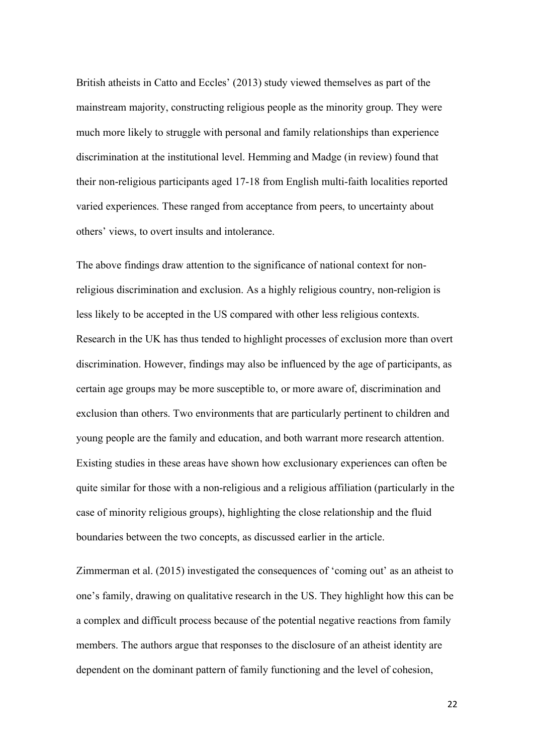British atheists in Catto and Eccles' (2013) study viewed themselves as part of the mainstream majority, constructing religious people as the minority group. They were much more likely to struggle with personal and family relationships than experience discrimination at the institutional level. Hemming and Madge (in review) found that their non-religious participants aged 17-18 from English multi-faith localities reported varied experiences. These ranged from acceptance from peers, to uncertainty about others' views, to overt insults and intolerance.

The above findings draw attention to the significance of national context for non-religious discrimination and exclusion. As a highly religious country, non-religion is less likely to be accepted in the US compared with other less religious contexts. Research in the UK has thus tended to highlight processes of exclusion more than overt discrimination. However, findings may also be influenced by the age of participants, as certain age groups may be more susceptible to, or more aware of, discrimination and exclusion than others. Two environments that are particularly pertinent to children and young people are the family and education, and both warrant more research attention. Existing studies in these areas have shown how exclusionary experiences can often be quite similar for those with a non-religious and a religious affiliation (particularly in the case of minority religious groups), highlighting the close relationship and the fluid boundaries between the two concepts, as discussed earlier in the article.

Zimmerman et al. (2015) investigated the consequences of 'coming out' as an atheist to one's family, drawing on qualitative research in the US. They highlight how this can be a complex and difficult process because of the potential negative reactions from family members. The authors argue that responses to the disclosure of an atheist identity are dependent on the dominant pattern of family functioning and the level of cohesion,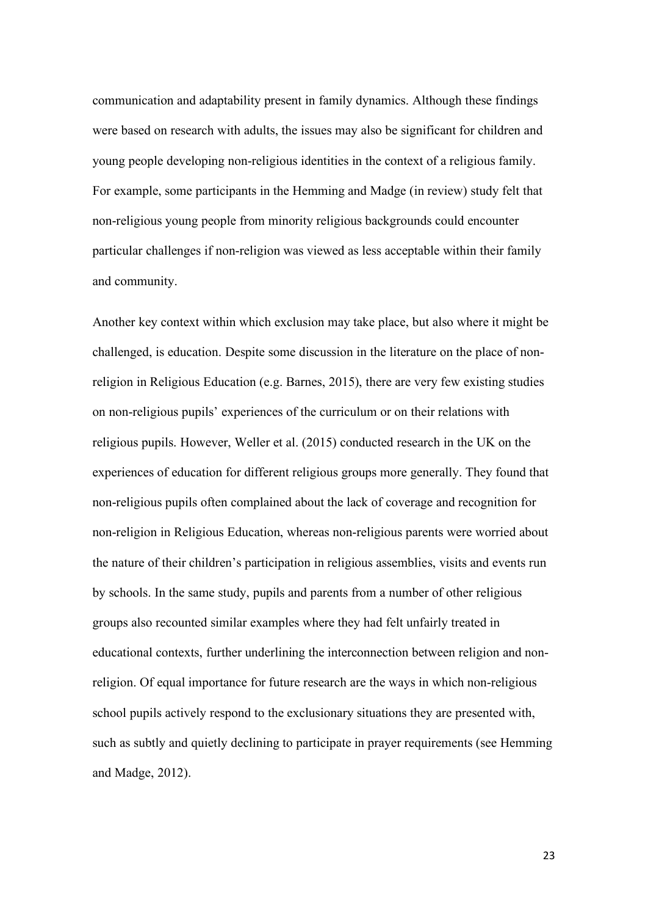communication and adaptability present in family dynamics. Although these findings were based on research with adults, the issues may also be significant for children and young people developing non-religious identities in the context of a religious family. For example, some participants in the Hemming and Madge (in review) study felt that non-religious young people from minority religious backgrounds could encounter particular challenges if non-religion was viewed as less acceptable within their family and community.

Another key context within which exclusion may take place, but also where it might be challenged, is education. Despite some discussion in the literature on the place of non-religion in Religious Education (e.g. Barnes, 2015), there are very few existing studies on non-religious pupils' experiences of the curriculum or on their relations with religious pupils. However, Weller et al. (2015) conducted research in the UK on the experiences of education for different religious groups more generally. They found that non-religious pupils often complained about the lack of coverage and recognition for non-religion in Religious Education, whereas non-religious parents were worried about the nature of their children's participation in religious assemblies, visits and events run by schools. In the same study, pupils and parents from a number of other religious groups also recounted similar examples where they had felt unfairly treated in educational contexts, further underlining the interconnection between religion and non-religion. Of equal importance for future research are the ways in which non-religious school pupils actively respond to the exclusionary situations they are presented with, such as subtly and quietly declining to participate in prayer requirements (see Hemming and Madge, 2012).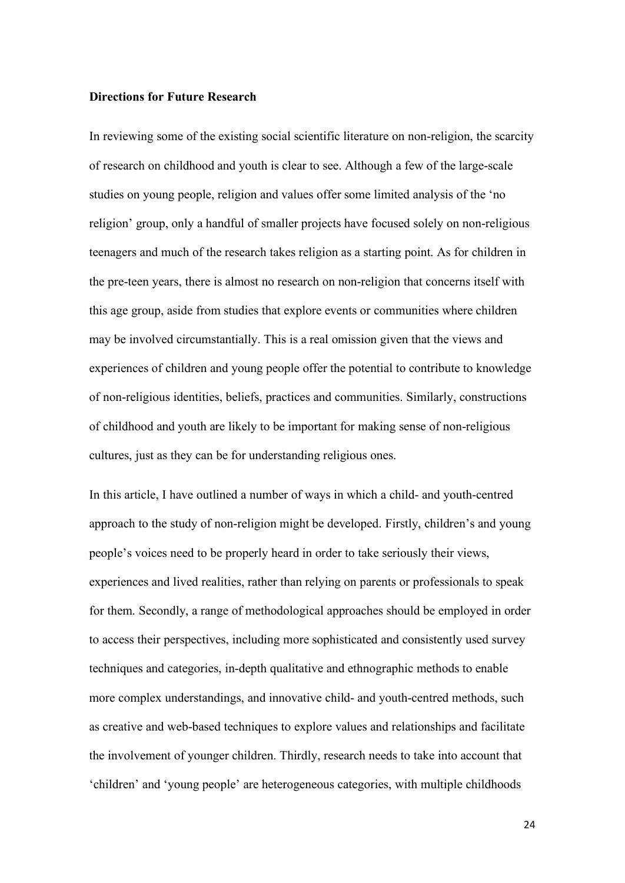**Directions for Future Research**

In reviewing some of the existing social scientific literature on non-religion, the scarcity of research on childhood and youth is clear to see. Although a few of the large-scale studies on young people, religion and values offer some limited analysis of the 'no religion' group, only a handful of smaller projects have focused solely on non-religious teenagers and much of the research takes religion as a starting point. As for children in the pre-teen years, there is almost no research on non-religion that concerns itself with this age group, aside from studies that explore events or communities where children may be involved circumstantially. This is a real omission given that the views and experiences of children and young people offer the potential to contribute to knowledge of non-religious identities, beliefs, practices and communities. Similarly, constructions of childhood and youth are likely to be important for making sense of non-religious cultures, just as they can be for understanding religious ones.

In this article, I have outlined a number of ways in which a child- and youth-centred approach to the study of non-religion might be developed. Firstly, children's and young people's voices need to be properly heard in order to take seriously their views, experiences and lived realities, rather than relying on parents or professionals to speak for them. Secondly, a range of methodological approaches should be employed in order to access their perspectives, including more sophisticated and consistently used survey techniques and categories, in-depth qualitative and ethnographic methods to enable more complex understandings, and innovative child- and youth-centred methods, such as creative and web-based techniques to explore values and relationships and facilitate the involvement of younger children. Thirdly, research needs to take into account that 'children' and 'young people' are heterogeneous categories, with multiple childhoods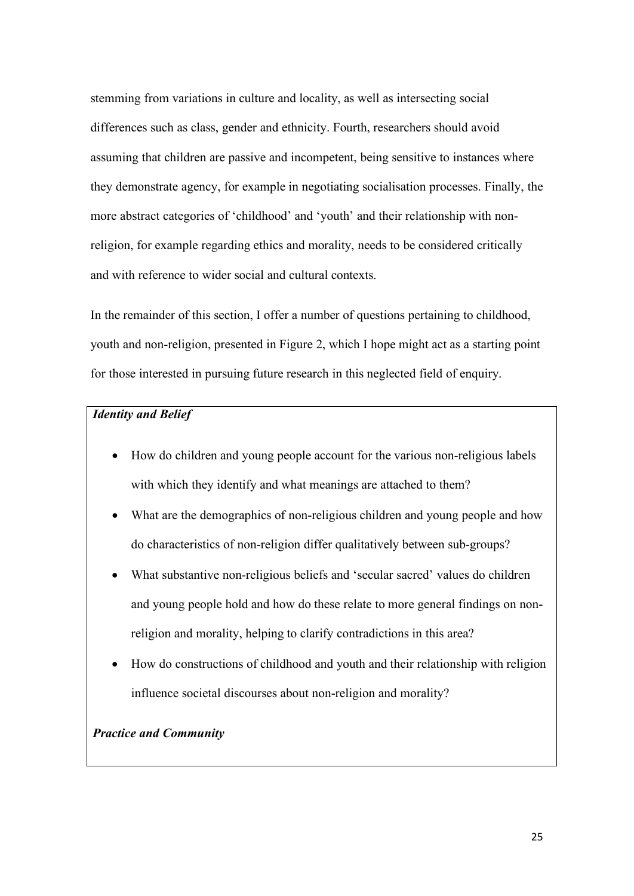stemming from variations in culture and locality, as well as intersecting social differences such as class, gender and ethnicity. Fourth, researchers should avoid assuming that children are passive and incompetent, being sensitive to instances where they demonstrate agency, for example in negotiating socialisation processes. Finally, the more abstract categories of 'childhood' and 'youth' and their relationship with non-religion, for example regarding ethics and morality, needs to be considered critically and with reference to wider social and cultural contexts.

In the remainder of this section, I offer a number of questions pertaining to childhood, youth and non-religion, presented in Figure 2, which I hope might act as a starting point for those interested in pursuing future research in this neglected field of enquiry.

***Identity and Belief***

- How do children and young people account for the various non-religious labels with which they identify and what meanings are attached to them?
- What are the demographics of non-religious children and young people and how do characteristics of non-religion differ qualitatively between sub-groups?
- What substantive non-religious beliefs and 'secular sacred' values do children and young people hold and how do these relate to more general findings on non-religion and morality, helping to clarify contradictions in this area?
- How do constructions of childhood and youth and their relationship with religion influence societal discourses about non-religion and morality?

***Practice and Community***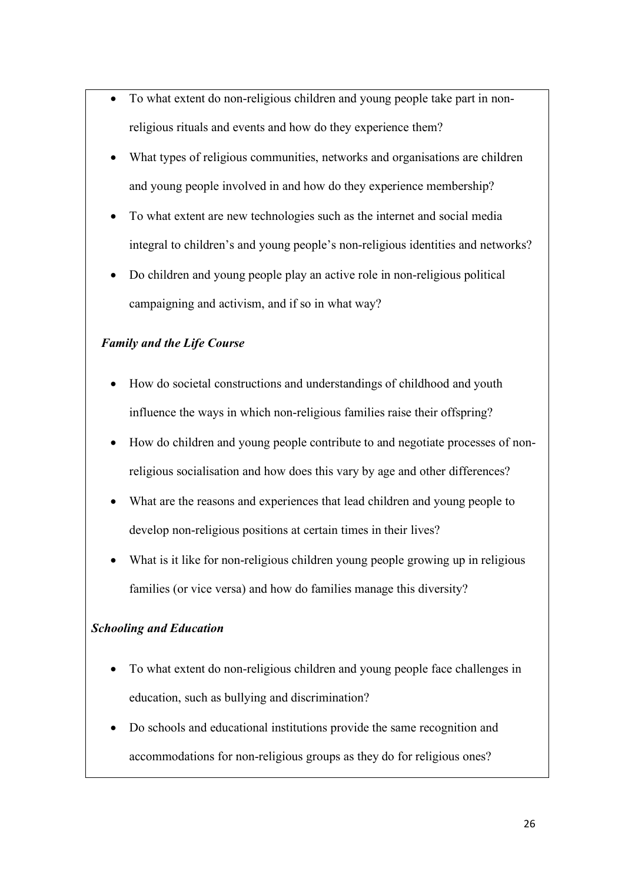- To what extent do non-religious children and young people take part in non-religious rituals and events and how do they experience them?
- What types of religious communities, networks and organisations are children and young people involved in and how do they experience membership?
- To what extent are new technologies such as the internet and social media integral to children's and young people's non-religious identities and networks?
- Do children and young people play an active role in non-religious political campaigning and activism, and if so in what way?

***Family and the Life Course***

- How do societal constructions and understandings of childhood and youth influence the ways in which non-religious families raise their offspring?
- How do children and young people contribute to and negotiate processes of non-religious socialisation and how does this vary by age and other differences?
- What are the reasons and experiences that lead children and young people to develop non-religious positions at certain times in their lives?
- What is it like for non-religious children young people growing up in religious families (or vice versa) and how do families manage this diversity?

***Schooling and Education***

- To what extent do non-religious children and young people face challenges in education, such as bullying and discrimination?
- Do schools and educational institutions provide the same recognition and accommodations for non-religious groups as they do for religious ones?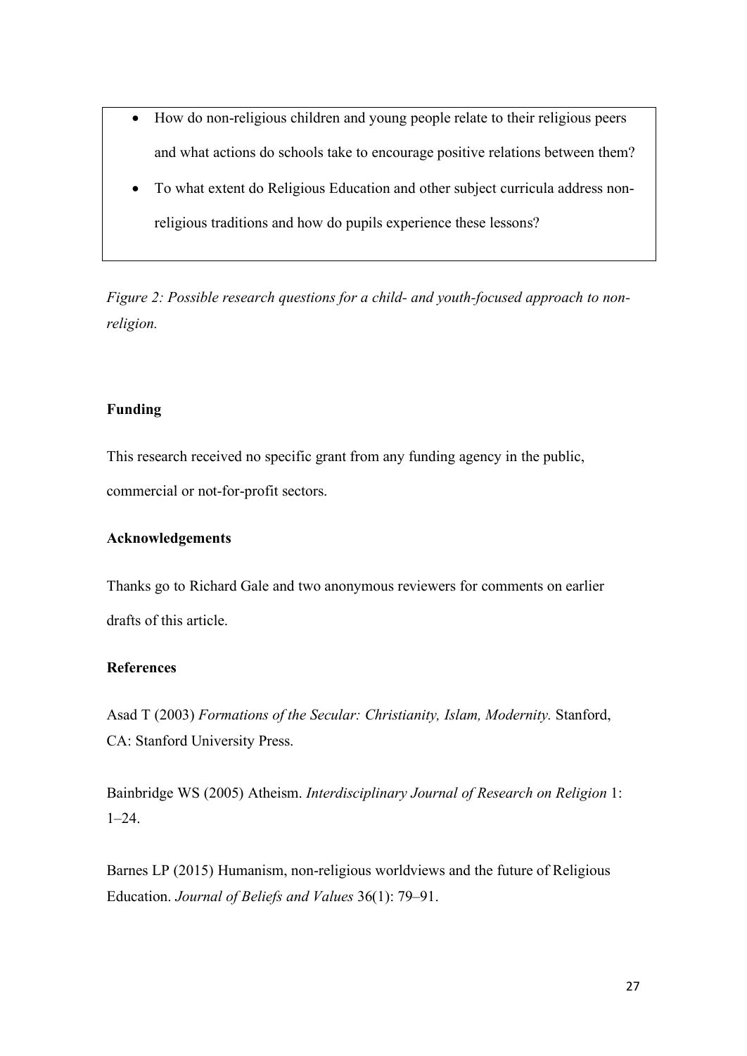- How do non-religious children and young people relate to their religious peers and what actions do schools take to encourage positive relations between them?
- To what extent do Religious Education and other subject curricula address non-religious traditions and how do pupils experience these lessons?

*Figure 2: Possible research questions for a child- and youth-focused approach to non-religion.*

**Funding**

This research received no specific grant from any funding agency in the public, commercial or not-for-profit sectors.

**Acknowledgements**

Thanks go to Richard Gale and two anonymous reviewers for comments on earlier drafts of this article.

**References**

Asad T (2003) *Formations of the Secular: Christianity, Islam, Modernity.* Stanford, CA: Stanford University Press.

Bainbridge WS (2005) Atheism. *Interdisciplinary Journal of Research on Religion* 1: 1–24.

Barnes LP (2015) Humanism, non-religious worldviews and the future of Religious Education. *Journal of Beliefs and Values* 36(1): 79–91.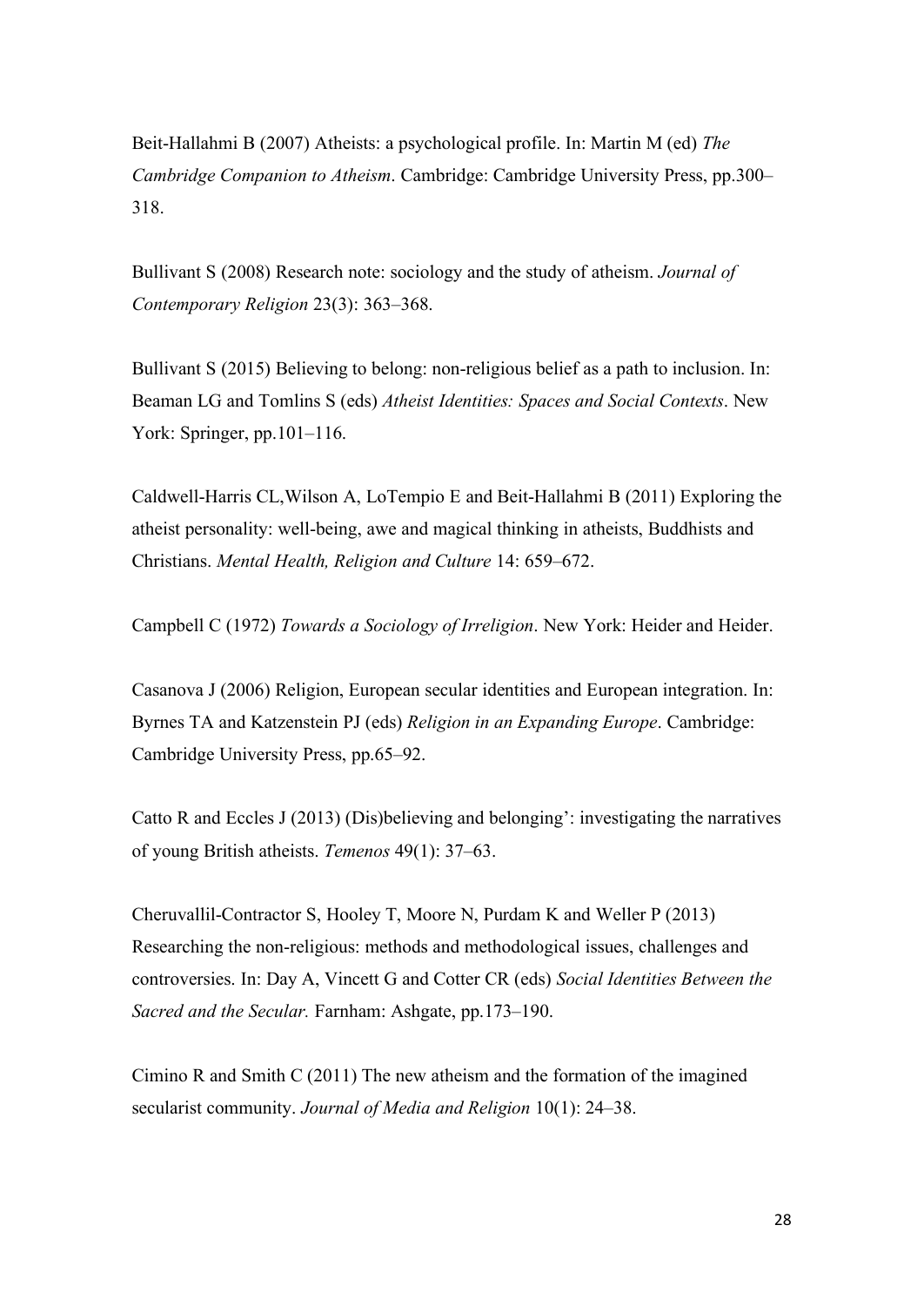Beit-Hallahmi B (2007) Atheists: a psychological profile. In: Martin M (ed) *The Cambridge Companion to Atheism*. Cambridge: Cambridge University Press, pp.300–318.

Bullivant S (2008) Research note: sociology and the study of atheism. *Journal of Contemporary Religion* 23(3): 363–368.

Bullivant S (2015) Believing to belong: non-religious belief as a path to inclusion. In: Beaman LG and Tomlins S (eds) *Atheist Identities: Spaces and Social Contexts*. New York: Springer, pp.101–116.

Caldwell-Harris CL,Wilson A, LoTempio E and Beit-Hallahmi B (2011) Exploring the atheist personality: well-being, awe and magical thinking in atheists, Buddhists and Christians. *Mental Health, Religion and Culture* 14: 659–672.

Campbell C (1972) *Towards a Sociology of Irreligion*. New York: Heider and Heider.

Casanova J (2006) Religion, European secular identities and European integration. In: Byrnes TA and Katzenstein PJ (eds) *Religion in an Expanding Europe*. Cambridge: Cambridge University Press, pp.65–92.

Catto R and Eccles J (2013) (Dis)believing and belonging': investigating the narratives of young British atheists. *Temenos* 49(1): 37–63.

Cheruvallil-Contractor S, Hooley T, Moore N, Purdam K and Weller P (2013) Researching the non-religious: methods and methodological issues, challenges and controversies. In: Day A, Vincett G and Cotter CR (eds) *Social Identities Between the Sacred and the Secular.* Farnham: Ashgate, pp.173–190.

Cimino R and Smith C (2011) The new atheism and the formation of the imagined secularist community. *Journal of Media and Religion* 10(1): 24–38.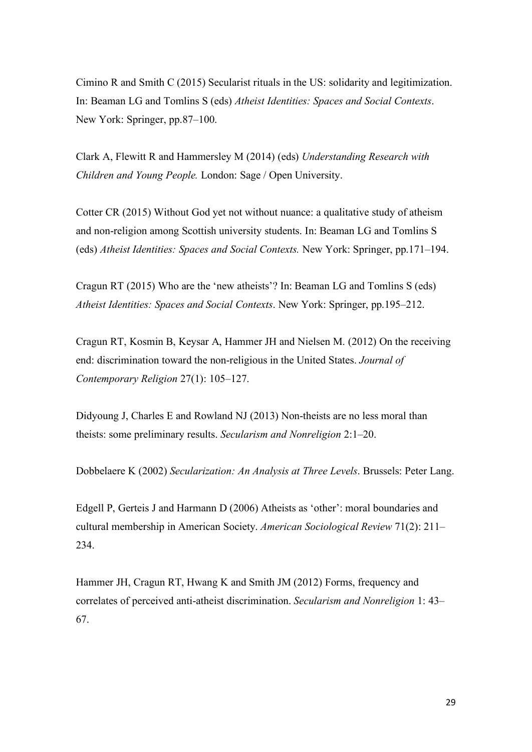Cimino R and Smith C (2015) Secularist rituals in the US: solidarity and legitimization. In: Beaman LG and Tomlins S (eds) *Atheist Identities: Spaces and Social Contexts*. New York: Springer, pp.87–100.

Clark A, Flewitt R and Hammersley M (2014) (eds) *Understanding Research with Children and Young People.* London: Sage / Open University.

Cotter CR (2015) Without God yet not without nuance: a qualitative study of atheism and non-religion among Scottish university students. In: Beaman LG and Tomlins S (eds) *Atheist Identities: Spaces and Social Contexts.* New York: Springer, pp.171–194.

Cragun RT (2015) Who are the 'new atheists'? In: Beaman LG and Tomlins S (eds) *Atheist Identities: Spaces and Social Contexts*. New York: Springer, pp.195–212.

Cragun RT, Kosmin B, Keysar A, Hammer JH and Nielsen M. (2012) On the receiving end: discrimination toward the non-religious in the United States. *Journal of Contemporary Religion* 27(1): 105–127.

Didyoung J, Charles E and Rowland NJ (2013) Non-theists are no less moral than theists: some preliminary results. *Secularism and Nonreligion* 2:1–20.

Dobbelaere K (2002) *Secularization: An Analysis at Three Levels*. Brussels: Peter Lang.

Edgell P, Gerteis J and Harmann D (2006) Atheists as 'other': moral boundaries and cultural membership in American Society. *American Sociological Review* 71(2): 211–234.

Hammer JH, Cragun RT, Hwang K and Smith JM (2012) Forms, frequency and correlates of perceived anti-atheist discrimination. *Secularism and Nonreligion* 1: 43–67.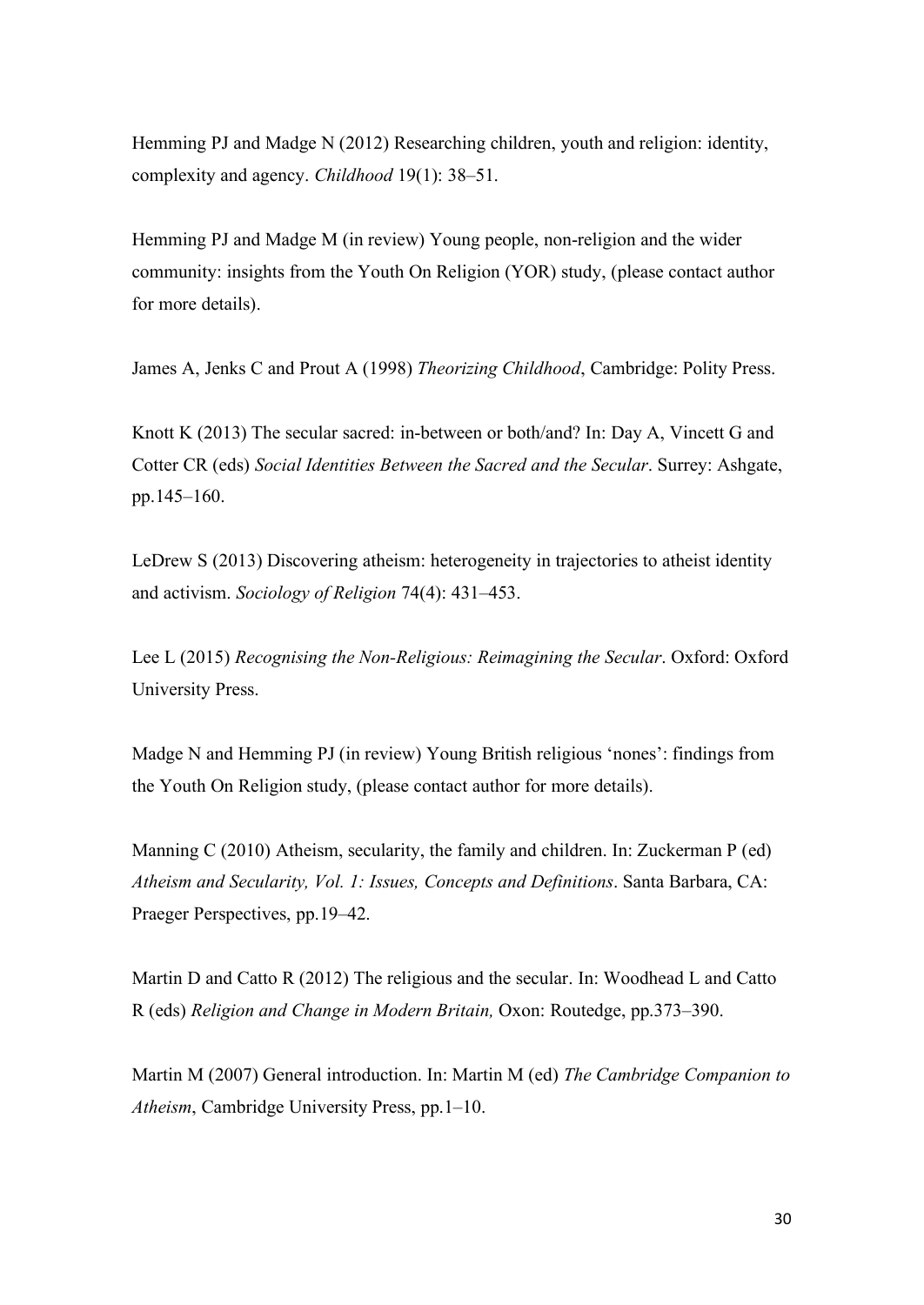Hemming PJ and Madge N (2012) Researching children, youth and religion: identity, complexity and agency. *Childhood* 19(1): 38–51.

Hemming PJ and Madge M (in review) Young people, non-religion and the wider community: insights from the Youth On Religion (YOR) study, (please contact author for more details).

James A, Jenks C and Prout A (1998) *Theorizing Childhood*, Cambridge: Polity Press.

Knott K (2013) The secular sacred: in-between or both/and? In: Day A, Vincett G and Cotter CR (eds) *Social Identities Between the Sacred and the Secular*. Surrey: Ashgate, pp.145–160.

LeDrew S (2013) Discovering atheism: heterogeneity in trajectories to atheist identity and activism. *Sociology of Religion* 74(4): 431–453.

Lee L (2015) *Recognising the Non-Religious: Reimagining the Secular*. Oxford: Oxford University Press.

Madge N and Hemming PJ (in review) Young British religious 'nones': findings from the Youth On Religion study, (please contact author for more details).

Manning C (2010) Atheism, secularity, the family and children. In: Zuckerman P (ed) *Atheism and Secularity, Vol. 1: Issues, Concepts and Definitions*. Santa Barbara, CA: Praeger Perspectives, pp.19–42.

Martin D and Catto R (2012) The religious and the secular. In: Woodhead L and Catto R (eds) *Religion and Change in Modern Britain,* Oxon: Routedge, pp.373–390.

Martin M (2007) General introduction. In: Martin M (ed) *The Cambridge Companion to Atheism*, Cambridge University Press, pp.1–10.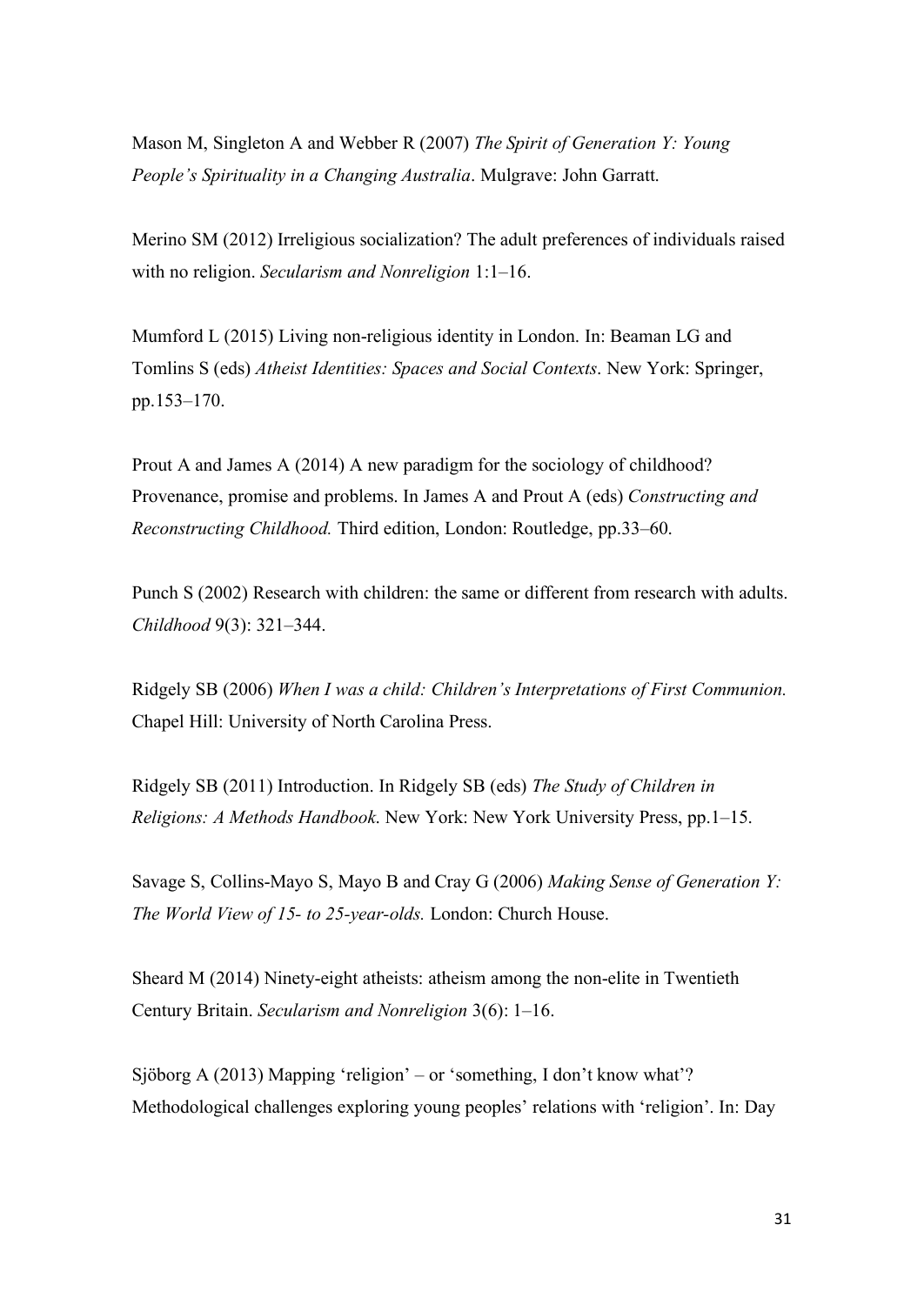Mason M, Singleton A and Webber R (2007) *The Spirit of Generation Y: Young People's Spirituality in a Changing Australia*. Mulgrave: John Garratt.

Merino SM (2012) Irreligious socialization? The adult preferences of individuals raised with no religion. *Secularism and Nonreligion* 1:1–16.

Mumford L (2015) Living non-religious identity in London. In: Beaman LG and Tomlins S (eds) *Atheist Identities: Spaces and Social Contexts*. New York: Springer, pp.153–170.

Prout A and James A (2014) A new paradigm for the sociology of childhood? Provenance, promise and problems. In James A and Prout A (eds) *Constructing and Reconstructing Childhood.* Third edition, London: Routledge, pp.33–60.

Punch S (2002) Research with children: the same or different from research with adults. *Childhood* 9(3): 321–344.

Ridgely SB (2006) *When I was a child: Children's Interpretations of First Communion.* Chapel Hill: University of North Carolina Press.

Ridgely SB (2011) Introduction. In Ridgely SB (eds) *The Study of Children in Religions: A Methods Handbook*. New York: New York University Press, pp.1–15.

Savage S, Collins-Mayo S, Mayo B and Cray G (2006) *Making Sense of Generation Y: The World View of 15- to 25-year-olds.* London: Church House.

Sheard M (2014) Ninety-eight atheists: atheism among the non-elite in Twentieth Century Britain. *Secularism and Nonreligion* 3(6): 1–16.

Sjöborg A (2013) Mapping 'religion' – or 'something, I don't know what'? Methodological challenges exploring young peoples' relations with 'religion'. In: Day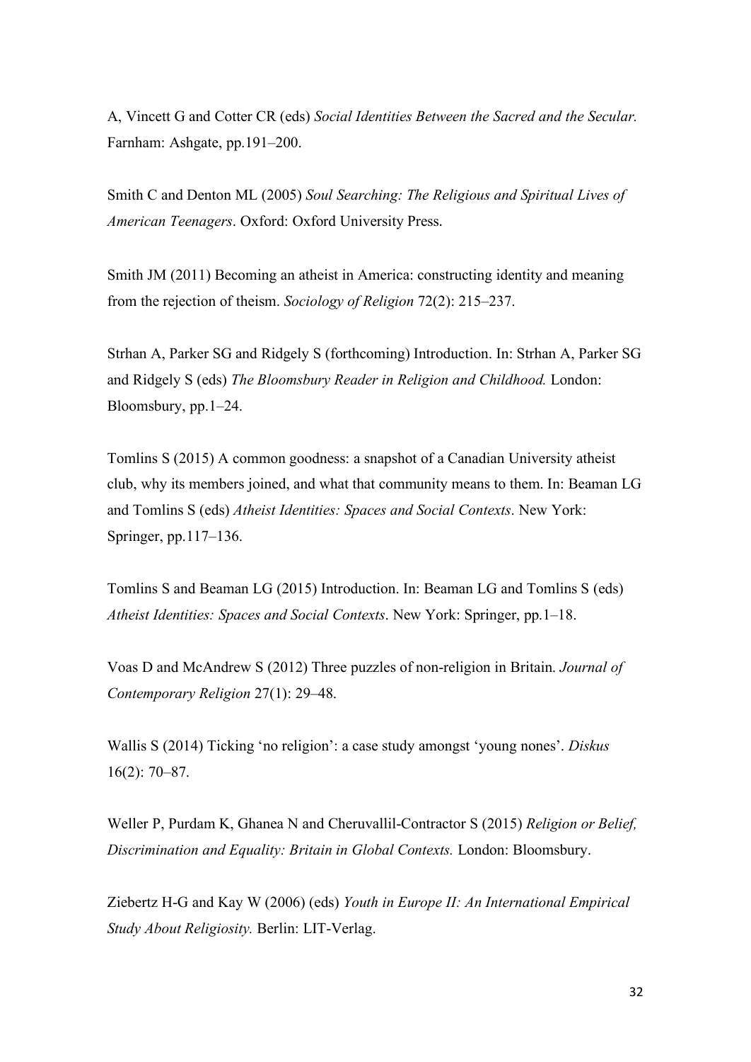A, Vincett G and Cotter CR (eds) *Social Identities Between the Sacred and the Secular.* Farnham: Ashgate, pp.191–200.

Smith C and Denton ML (2005) *Soul Searching: The Religious and Spiritual Lives of American Teenagers*. Oxford: Oxford University Press.

Smith JM (2011) Becoming an atheist in America: constructing identity and meaning from the rejection of theism. *Sociology of Religion* 72(2): 215–237.

Strhan A, Parker SG and Ridgely S (forthcoming) Introduction. In: Strhan A, Parker SG and Ridgely S (eds) *The Bloomsbury Reader in Religion and Childhood.* London: Bloomsbury, pp.1–24.

Tomlins S (2015) A common goodness: a snapshot of a Canadian University atheist club, why its members joined, and what that community means to them. In: Beaman LG and Tomlins S (eds) *Atheist Identities: Spaces and Social Contexts*. New York: Springer, pp.117–136.

Tomlins S and Beaman LG (2015) Introduction. In: Beaman LG and Tomlins S (eds) *Atheist Identities: Spaces and Social Contexts*. New York: Springer, pp.1–18.

Voas D and McAndrew S (2012) Three puzzles of non-religion in Britain. *Journal of Contemporary Religion* 27(1): 29–48.

Wallis S (2014) Ticking 'no religion': a case study amongst 'young nones'. *Diskus* 16(2): 70–87.

Weller P, Purdam K, Ghanea N and Cheruvallil-Contractor S (2015) *Religion or Belief, Discrimination and Equality: Britain in Global Contexts.* London: Bloomsbury.

Ziebertz H-G and Kay W (2006) (eds) *Youth in Europe II: An International Empirical Study About Religiosity.* Berlin: LIT-Verlag.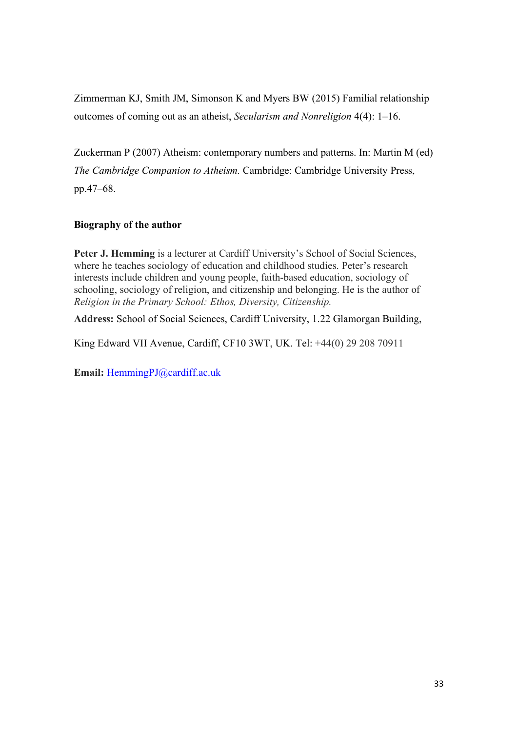Zimmerman KJ, Smith JM, Simonson K and Myers BW (2015) Familial relationship outcomes of coming out as an atheist, *Secularism and Nonreligion* 4(4): 1–16.

Zuckerman P (2007) Atheism: contemporary numbers and patterns. In: Martin M (ed) *The Cambridge Companion to Atheism.* Cambridge: Cambridge University Press, pp.47–68.

**Biography of the author**

**Peter J. Hemming** is a lecturer at Cardiff University's School of Social Sciences, where he teaches sociology of education and childhood studies. Peter's research interests include children and young people, faith-based education, sociology of schooling, sociology of religion, and citizenship and belonging. He is the author of *Religion in the Primary School: Ethos, Diversity, Citizenship.*

**Address:** School of Social Sciences, Cardiff University, 1.22 Glamorgan Building,

King Edward VII Avenue, Cardiff, CF10 3WT, UK. Tel: +44(0) 29 208 70911

**Email:** HemmingPJ@cardiff.ac.uk